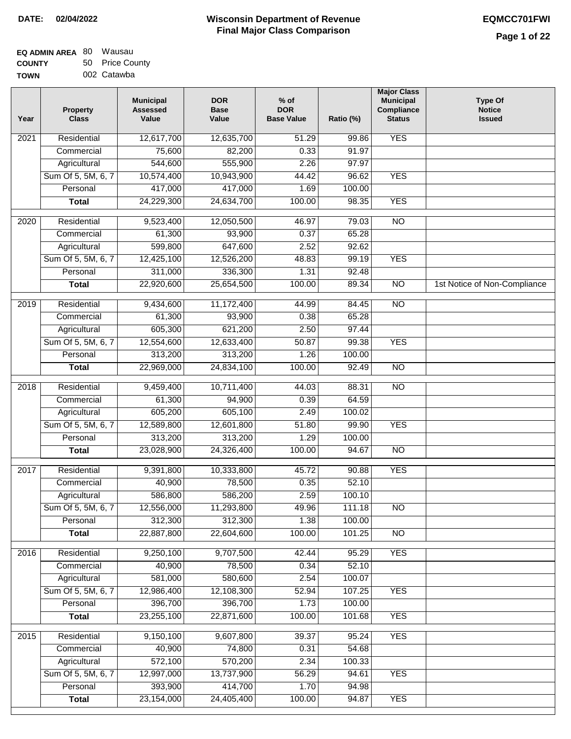**DATE:** 02/04/2022

# Wisconsin Department of Revenue
## Final Major Class Comparison

**EQMCC701FWI**

**EQ ADMIN AREA** 80 Wausau
**COUNTY** 50 Price County
**TOWN** 002 Catawba

| Year | Property Class | Municipal Assessed Value | DOR Base Value | % of DOR Base Value | Ratio (%) | Major Class Municipal Compliance Status | Type Of Notice Issued |
|---|---|---|---|---|---|---|---|
| 2021 | Residential | 12,617,700 | 12,635,700 | 51.29 | 99.86 | YES | |
| | Commercial | 75,600 | 82,200 | 0.33 | 91.97 | | |
| | Agricultural | 544,600 | 555,900 | 2.26 | 97.97 | | |
| | Sum Of 5, 5M, 6, 7 | 10,574,400 | 10,943,900 | 44.42 | 96.62 | YES | |
| | Personal | 417,000 | 417,000 | 1.69 | 100.00 | | |
| | **Total** | 24,229,300 | 24,634,700 | 100.00 | 98.35 | YES | |
| 2020 | Residential | 9,523,400 | 12,050,500 | 46.97 | 79.03 | NO | |
| | Commercial | 61,300 | 93,900 | 0.37 | 65.28 | | |
| | Agricultural | 599,800 | 647,600 | 2.52 | 92.62 | | |
| | Sum Of 5, 5M, 6, 7 | 12,425,100 | 12,526,200 | 48.83 | 99.19 | YES | |
| | Personal | 311,000 | 336,300 | 1.31 | 92.48 | | |
| | **Total** | 22,920,600 | 25,654,500 | 100.00 | 89.34 | NO | 1st Notice of Non-Compliance |
| 2019 | Residential | 9,434,600 | 11,172,400 | 44.99 | 84.45 | NO | |
| | Commercial | 61,300 | 93,900 | 0.38 | 65.28 | | |
| | Agricultural | 605,300 | 621,200 | 2.50 | 97.44 | | |
| | Sum Of 5, 5M, 6, 7 | 12,554,600 | 12,633,400 | 50.87 | 99.38 | YES | |
| | Personal | 313,200 | 313,200 | 1.26 | 100.00 | | |
| | **Total** | 22,969,000 | 24,834,100 | 100.00 | 92.49 | NO | |
| 2018 | Residential | 9,459,400 | 10,711,400 | 44.03 | 88.31 | NO | |
| | Commercial | 61,300 | 94,900 | 0.39 | 64.59 | | |
| | Agricultural | 605,200 | 605,100 | 2.49 | 100.02 | | |
| | Sum Of 5, 5M, 6, 7 | 12,589,800 | 12,601,800 | 51.80 | 99.90 | YES | |
| | Personal | 313,200 | 313,200 | 1.29 | 100.00 | | |
| | **Total** | 23,028,900 | 24,326,400 | 100.00 | 94.67 | NO | |
| 2017 | Residential | 9,391,800 | 10,333,800 | 45.72 | 90.88 | YES | |
| | Commercial | 40,900 | 78,500 | 0.35 | 52.10 | | |
| | Agricultural | 586,800 | 586,200 | 2.59 | 100.10 | | |
| | Sum Of 5, 5M, 6, 7 | 12,556,000 | 11,293,800 | 49.96 | 111.18 | NO | |
| | Personal | 312,300 | 312,300 | 1.38 | 100.00 | | |
| | **Total** | 22,887,800 | 22,604,600 | 100.00 | 101.25 | NO | |
| 2016 | Residential | 9,250,100 | 9,707,500 | 42.44 | 95.29 | YES | |
| | Commercial | 40,900 | 78,500 | 0.34 | 52.10 | | |
| | Agricultural | 581,000 | 580,600 | 2.54 | 100.07 | | |
| | Sum Of 5, 5M, 6, 7 | 12,986,400 | 12,108,300 | 52.94 | 107.25 | YES | |
| | Personal | 396,700 | 396,700 | 1.73 | 100.00 | | |
| | **Total** | 23,255,100 | 22,871,600 | 100.00 | 101.68 | YES | |
| 2015 | Residential | 9,150,100 | 9,607,800 | 39.37 | 95.24 | YES | |
| | Commercial | 40,900 | 74,800 | 0.31 | 54.68 | | |
| | Agricultural | 572,100 | 570,200 | 2.34 | 100.33 | | |
| | Sum Of 5, 5M, 6, 7 | 12,997,000 | 13,737,900 | 56.29 | 94.61 | YES | |
| | Personal | 393,900 | 414,700 | 1.70 | 94.98 | | |
| | **Total** | 23,154,000 | 24,405,400 | 100.00 | 94.87 | YES | |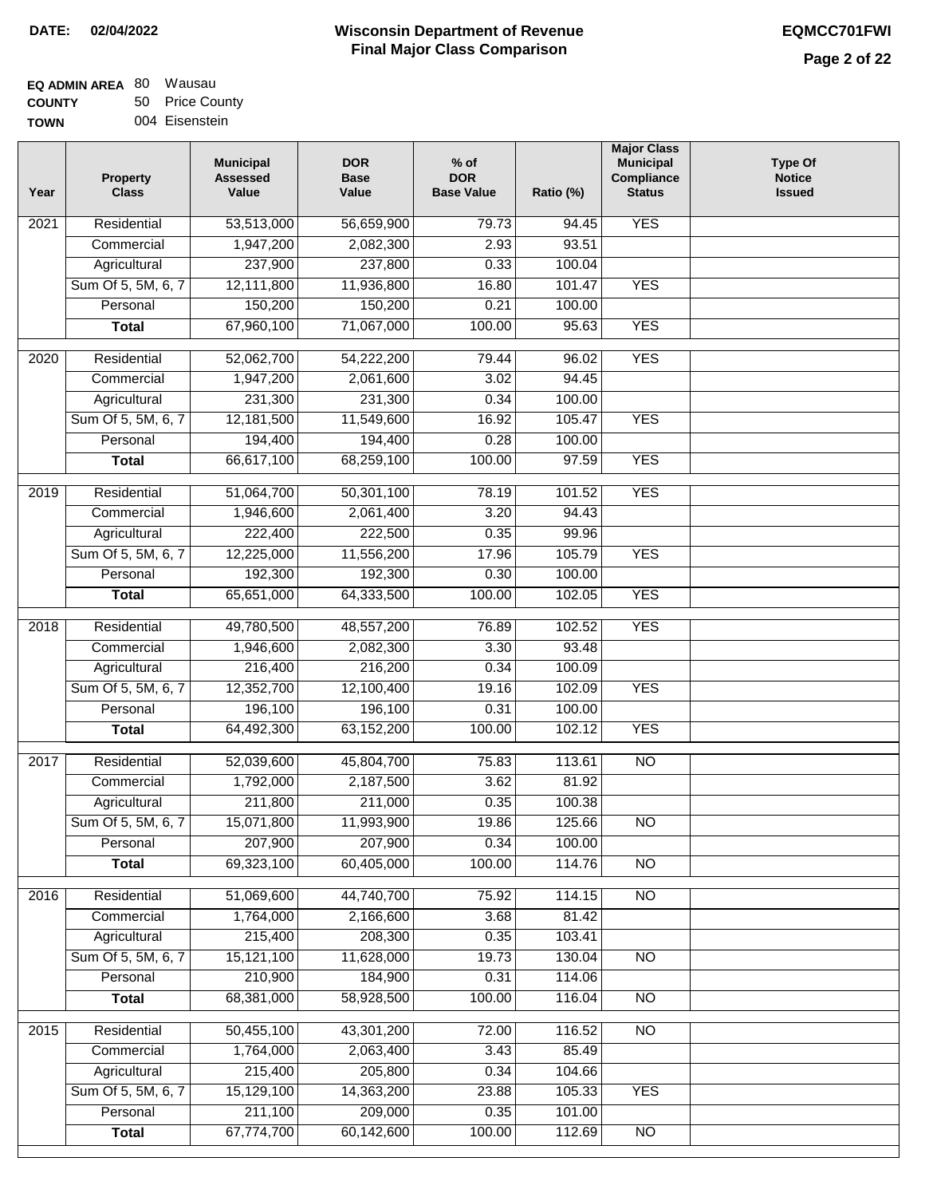**DATE: 02/04/2022**

# Wisconsin Department of Revenue
## Final Major Class Comparison

**EQMCC701FWI**

| | | |
|---|---|---|
| **EQ ADMIN AREA** | 80 | Wausau |
| **COUNTY** | 50 | Price County |
| **TOWN** | 004 | Eisenstein |

| Year | Property Class | Municipal Assessed Value | DOR Base Value | % of DOR Base Value | Ratio (%) | Major Class Municipal Compliance Status | Type Of Notice Issued |
|---|---|---|---|---|---|---|---|
| 2021 | Residential | 53,513,000 | 56,659,900 | 79.73 | 94.45 | YES | |
| | Commercial | 1,947,200 | 2,082,300 | 2.93 | 93.51 | | |
| | Agricultural | 237,900 | 237,800 | 0.33 | 100.04 | | |
| | Sum Of 5, 5M, 6, 7 | 12,111,800 | 11,936,800 | 16.80 | 101.47 | YES | |
| | Personal | 150,200 | 150,200 | 0.21 | 100.00 | | |
| | **Total** | 67,960,100 | 71,067,000 | 100.00 | 95.63 | YES | |
| 2020 | Residential | 52,062,700 | 54,222,200 | 79.44 | 96.02 | YES | |
| | Commercial | 1,947,200 | 2,061,600 | 3.02 | 94.45 | | |
| | Agricultural | 231,300 | 231,300 | 0.34 | 100.00 | | |
| | Sum Of 5, 5M, 6, 7 | 12,181,500 | 11,549,600 | 16.92 | 105.47 | YES | |
| | Personal | 194,400 | 194,400 | 0.28 | 100.00 | | |
| | **Total** | 66,617,100 | 68,259,100 | 100.00 | 97.59 | YES | |
| 2019 | Residential | 51,064,700 | 50,301,100 | 78.19 | 101.52 | YES | |
| | Commercial | 1,946,600 | 2,061,400 | 3.20 | 94.43 | | |
| | Agricultural | 222,400 | 222,500 | 0.35 | 99.96 | | |
| | Sum Of 5, 5M, 6, 7 | 12,225,000 | 11,556,200 | 17.96 | 105.79 | YES | |
| | Personal | 192,300 | 192,300 | 0.30 | 100.00 | | |
| | **Total** | 65,651,000 | 64,333,500 | 100.00 | 102.05 | YES | |
| 2018 | Residential | 49,780,500 | 48,557,200 | 76.89 | 102.52 | YES | |
| | Commercial | 1,946,600 | 2,082,300 | 3.30 | 93.48 | | |
| | Agricultural | 216,400 | 216,200 | 0.34 | 100.09 | | |
| | Sum Of 5, 5M, 6, 7 | 12,352,700 | 12,100,400 | 19.16 | 102.09 | YES | |
| | Personal | 196,100 | 196,100 | 0.31 | 100.00 | | |
| | **Total** | 64,492,300 | 63,152,200 | 100.00 | 102.12 | YES | |
| 2017 | Residential | 52,039,600 | 45,804,700 | 75.83 | 113.61 | NO | |
| | Commercial | 1,792,000 | 2,187,500 | 3.62 | 81.92 | | |
| | Agricultural | 211,800 | 211,000 | 0.35 | 100.38 | | |
| | Sum Of 5, 5M, 6, 7 | 15,071,800 | 11,993,900 | 19.86 | 125.66 | NO | |
| | Personal | 207,900 | 207,900 | 0.34 | 100.00 | | |
| | **Total** | 69,323,100 | 60,405,000 | 100.00 | 114.76 | NO | |
| 2016 | Residential | 51,069,600 | 44,740,700 | 75.92 | 114.15 | NO | |
| | Commercial | 1,764,000 | 2,166,600 | 3.68 | 81.42 | | |
| | Agricultural | 215,400 | 208,300 | 0.35 | 103.41 | | |
| | Sum Of 5, 5M, 6, 7 | 15,121,100 | 11,628,000 | 19.73 | 130.04 | NO | |
| | Personal | 210,900 | 184,900 | 0.31 | 114.06 | | |
| | **Total** | 68,381,000 | 58,928,500 | 100.00 | 116.04 | NO | |
| 2015 | Residential | 50,455,100 | 43,301,200 | 72.00 | 116.52 | NO | |
| | Commercial | 1,764,000 | 2,063,400 | 3.43 | 85.49 | | |
| | Agricultural | 215,400 | 205,800 | 0.34 | 104.66 | | |
| | Sum Of 5, 5M, 6, 7 | 15,129,100 | 14,363,200 | 23.88 | 105.33 | YES | |
| | Personal | 211,100 | 209,000 | 0.35 | 101.00 | | |
| | **Total** | 67,774,700 | 60,142,600 | 100.00 | 112.69 | NO | |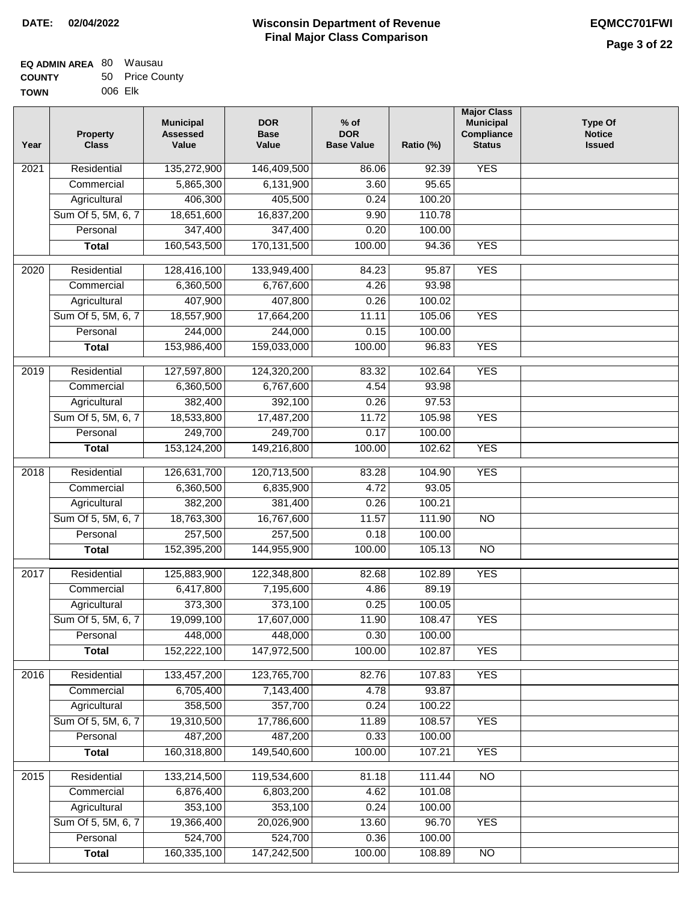**DATE:** 02/04/2022

# Wisconsin Department of Revenue
## Final Major Class Comparison

**EQMCC701FWI**

**EQ ADMIN AREA** 80 Wausau
**COUNTY** 50 Price County
**TOWN** 006 Elk

| Year | Property Class | Municipal Assessed Value | DOR Base Value | % of DOR Base Value | Ratio (%) | Major Class Municipal Compliance Status | Type Of Notice Issued |
|---|---|---|---|---|---|---|---|
| 2021 | Residential | 135,272,900 | 146,409,500 | 86.06 | 92.39 | YES | |
| | Commercial | 5,865,300 | 6,131,900 | 3.60 | 95.65 | | |
| | Agricultural | 406,300 | 405,500 | 0.24 | 100.20 | | |
| | Sum Of 5, 5M, 6, 7 | 18,651,600 | 16,837,200 | 9.90 | 110.78 | | |
| | Personal | 347,400 | 347,400 | 0.20 | 100.00 | | |
| | **Total** | 160,543,500 | 170,131,500 | 100.00 | 94.36 | YES | |
| 2020 | Residential | 128,416,100 | 133,949,400 | 84.23 | 95.87 | YES | |
| | Commercial | 6,360,500 | 6,767,600 | 4.26 | 93.98 | | |
| | Agricultural | 407,900 | 407,800 | 0.26 | 100.02 | | |
| | Sum Of 5, 5M, 6, 7 | 18,557,900 | 17,664,200 | 11.11 | 105.06 | YES | |
| | Personal | 244,000 | 244,000 | 0.15 | 100.00 | | |
| | **Total** | 153,986,400 | 159,033,000 | 100.00 | 96.83 | YES | |
| 2019 | Residential | 127,597,800 | 124,320,200 | 83.32 | 102.64 | YES | |
| | Commercial | 6,360,500 | 6,767,600 | 4.54 | 93.98 | | |
| | Agricultural | 382,400 | 392,100 | 0.26 | 97.53 | | |
| | Sum Of 5, 5M, 6, 7 | 18,533,800 | 17,487,200 | 11.72 | 105.98 | YES | |
| | Personal | 249,700 | 249,700 | 0.17 | 100.00 | | |
| | **Total** | 153,124,200 | 149,216,800 | 100.00 | 102.62 | YES | |
| 2018 | Residential | 126,631,700 | 120,713,500 | 83.28 | 104.90 | YES | |
| | Commercial | 6,360,500 | 6,835,900 | 4.72 | 93.05 | | |
| | Agricultural | 382,200 | 381,400 | 0.26 | 100.21 | | |
| | Sum Of 5, 5M, 6, 7 | 18,763,300 | 16,767,600 | 11.57 | 111.90 | NO | |
| | Personal | 257,500 | 257,500 | 0.18 | 100.00 | | |
| | **Total** | 152,395,200 | 144,955,900 | 100.00 | 105.13 | NO | |
| 2017 | Residential | 125,883,900 | 122,348,800 | 82.68 | 102.89 | YES | |
| | Commercial | 6,417,800 | 7,195,600 | 4.86 | 89.19 | | |
| | Agricultural | 373,300 | 373,100 | 0.25 | 100.05 | | |
| | Sum Of 5, 5M, 6, 7 | 19,099,100 | 17,607,000 | 11.90 | 108.47 | YES | |
| | Personal | 448,000 | 448,000 | 0.30 | 100.00 | | |
| | **Total** | 152,222,100 | 147,972,500 | 100.00 | 102.87 | YES | |
| 2016 | Residential | 133,457,200 | 123,765,700 | 82.76 | 107.83 | YES | |
| | Commercial | 6,705,400 | 7,143,400 | 4.78 | 93.87 | | |
| | Agricultural | 358,500 | 357,700 | 0.24 | 100.22 | | |
| | Sum Of 5, 5M, 6, 7 | 19,310,500 | 17,786,600 | 11.89 | 108.57 | YES | |
| | Personal | 487,200 | 487,200 | 0.33 | 100.00 | | |
| | **Total** | 160,318,800 | 149,540,600 | 100.00 | 107.21 | YES | |
| 2015 | Residential | 133,214,500 | 119,534,600 | 81.18 | 111.44 | NO | |
| | Commercial | 6,876,400 | 6,803,200 | 4.62 | 101.08 | | |
| | Agricultural | 353,100 | 353,100 | 0.24 | 100.00 | | |
| | Sum Of 5, 5M, 6, 7 | 19,366,400 | 20,026,900 | 13.60 | 96.70 | YES | |
| | Personal | 524,700 | 524,700 | 0.36 | 100.00 | | |
| | **Total** | 160,335,100 | 147,242,500 | 100.00 | 108.89 | NO | |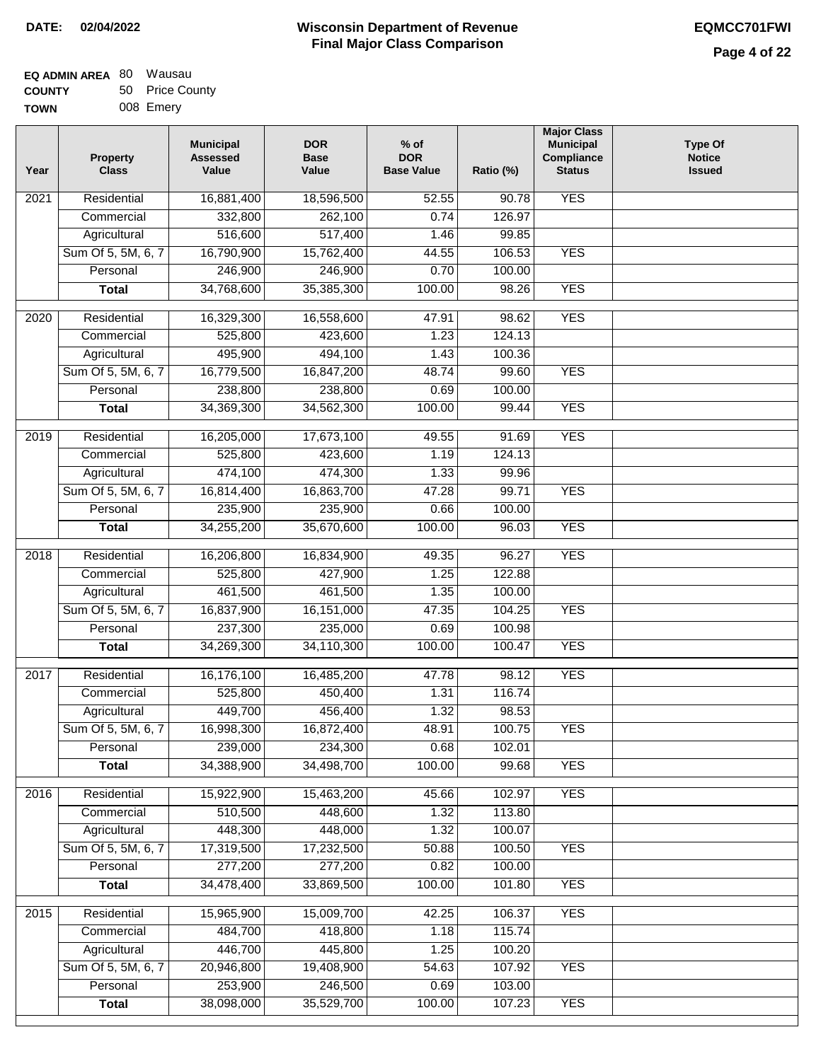**DATE: 02/04/2022**

# Wisconsin Department of Revenue
## Final Major Class Comparison

**EQMCC701FWI**

**EQ ADMIN AREA** 80 Wausau
**COUNTY** 50 Price County
**TOWN** 008 Emery

| Year | Property Class | Municipal Assessed Value | DOR Base Value | % of DOR Base Value | Ratio (%) | Major Class Municipal Compliance Status | Type Of Notice Issued |
|---|---|---|---|---|---|---|---|
| 2021 | Residential | 16,881,400 | 18,596,500 | 52.55 | 90.78 | YES | |
| | Commercial | 332,800 | 262,100 | 0.74 | 126.97 | | |
| | Agricultural | 516,600 | 517,400 | 1.46 | 99.85 | | |
| | Sum Of 5, 5M, 6, 7 | 16,790,900 | 15,762,400 | 44.55 | 106.53 | YES | |
| | Personal | 246,900 | 246,900 | 0.70 | 100.00 | | |
| | **Total** | 34,768,600 | 35,385,300 | 100.00 | 98.26 | YES | |
| 2020 | Residential | 16,329,300 | 16,558,600 | 47.91 | 98.62 | YES | |
| | Commercial | 525,800 | 423,600 | 1.23 | 124.13 | | |
| | Agricultural | 495,900 | 494,100 | 1.43 | 100.36 | | |
| | Sum Of 5, 5M, 6, 7 | 16,779,500 | 16,847,200 | 48.74 | 99.60 | YES | |
| | Personal | 238,800 | 238,800 | 0.69 | 100.00 | | |
| | **Total** | 34,369,300 | 34,562,300 | 100.00 | 99.44 | YES | |
| 2019 | Residential | 16,205,000 | 17,673,100 | 49.55 | 91.69 | YES | |
| | Commercial | 525,800 | 423,600 | 1.19 | 124.13 | | |
| | Agricultural | 474,100 | 474,300 | 1.33 | 99.96 | | |
| | Sum Of 5, 5M, 6, 7 | 16,814,400 | 16,863,700 | 47.28 | 99.71 | YES | |
| | Personal | 235,900 | 235,900 | 0.66 | 100.00 | | |
| | **Total** | 34,255,200 | 35,670,600 | 100.00 | 96.03 | YES | |
| 2018 | Residential | 16,206,800 | 16,834,900 | 49.35 | 96.27 | YES | |
| | Commercial | 525,800 | 427,900 | 1.25 | 122.88 | | |
| | Agricultural | 461,500 | 461,500 | 1.35 | 100.00 | | |
| | Sum Of 5, 5M, 6, 7 | 16,837,900 | 16,151,000 | 47.35 | 104.25 | YES | |
| | Personal | 237,300 | 235,000 | 0.69 | 100.98 | | |
| | **Total** | 34,269,300 | 34,110,300 | 100.00 | 100.47 | YES | |
| 2017 | Residential | 16,176,100 | 16,485,200 | 47.78 | 98.12 | YES | |
| | Commercial | 525,800 | 450,400 | 1.31 | 116.74 | | |
| | Agricultural | 449,700 | 456,400 | 1.32 | 98.53 | | |
| | Sum Of 5, 5M, 6, 7 | 16,998,300 | 16,872,400 | 48.91 | 100.75 | YES | |
| | Personal | 239,000 | 234,300 | 0.68 | 102.01 | | |
| | **Total** | 34,388,900 | 34,498,700 | 100.00 | 99.68 | YES | |
| 2016 | Residential | 15,922,900 | 15,463,200 | 45.66 | 102.97 | YES | |
| | Commercial | 510,500 | 448,600 | 1.32 | 113.80 | | |
| | Agricultural | 448,300 | 448,000 | 1.32 | 100.07 | | |
| | Sum Of 5, 5M, 6, 7 | 17,319,500 | 17,232,500 | 50.88 | 100.50 | YES | |
| | Personal | 277,200 | 277,200 | 0.82 | 100.00 | | |
| | **Total** | 34,478,400 | 33,869,500 | 100.00 | 101.80 | YES | |
| 2015 | Residential | 15,965,900 | 15,009,700 | 42.25 | 106.37 | YES | |
| | Commercial | 484,700 | 418,800 | 1.18 | 115.74 | | |
| | Agricultural | 446,700 | 445,800 | 1.25 | 100.20 | | |
| | Sum Of 5, 5M, 6, 7 | 20,946,800 | 19,408,900 | 54.63 | 107.92 | YES | |
| | Personal | 253,900 | 246,500 | 0.69 | 103.00 | | |
| | **Total** | 38,098,000 | 35,529,700 | 100.00 | 107.23 | YES | |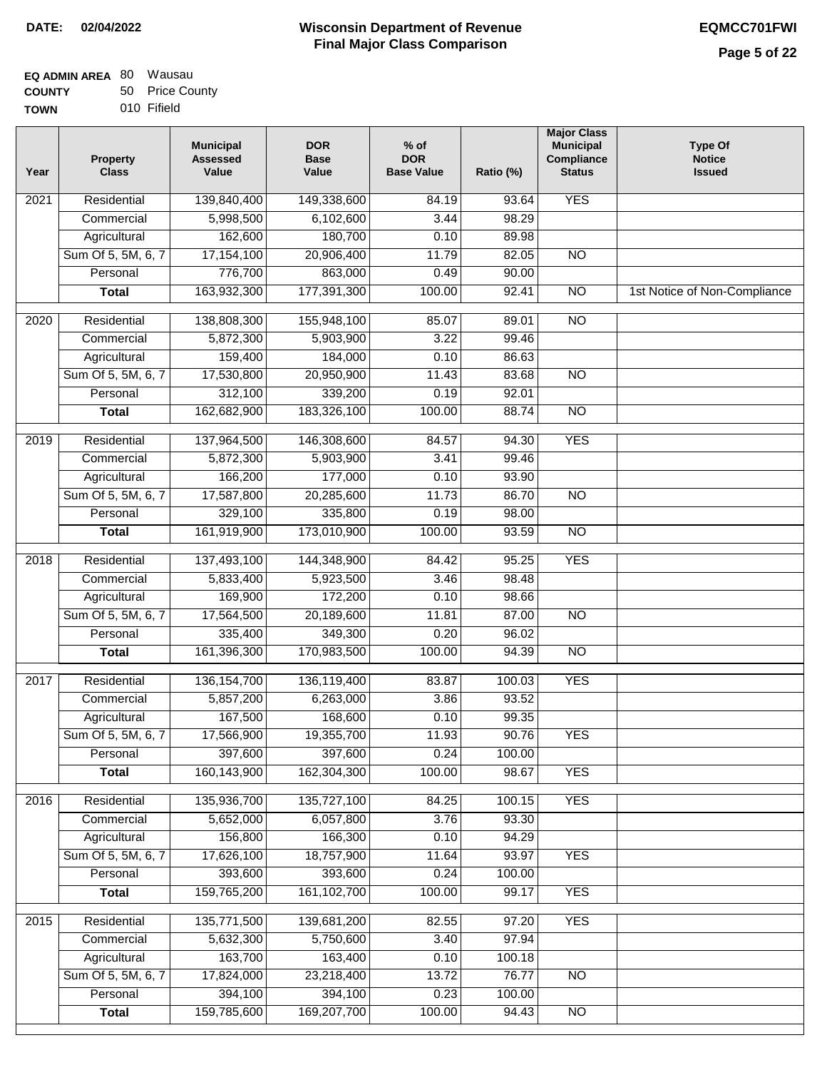**DATE:** 02/04/2022

# Wisconsin Department of Revenue
## Final Major Class Comparison

**EQMCC701FWI**

**EQ ADMIN AREA** 80 Wausau
**COUNTY** 50 Price County
**TOWN** 010 Fifield

| Year | Property Class | Municipal Assessed Value | DOR Base Value | % of DOR Base Value | Ratio (%) | Major Class Municipal Compliance Status | Type Of Notice Issued |
|---|---|---|---|---|---|---|---|
| 2021 | Residential | 139,840,400 | 149,338,600 | 84.19 | 93.64 | YES | |
| | Commercial | 5,998,500 | 6,102,600 | 3.44 | 98.29 | | |
| | Agricultural | 162,600 | 180,700 | 0.10 | 89.98 | | |
| | Sum Of 5, 5M, 6, 7 | 17,154,100 | 20,906,400 | 11.79 | 82.05 | NO | |
| | Personal | 776,700 | 863,000 | 0.49 | 90.00 | | |
| | **Total** | 163,932,300 | 177,391,300 | 100.00 | 92.41 | NO | 1st Notice of Non-Compliance |
| 2020 | Residential | 138,808,300 | 155,948,100 | 85.07 | 89.01 | NO | |
| | Commercial | 5,872,300 | 5,903,900 | 3.22 | 99.46 | | |
| | Agricultural | 159,400 | 184,000 | 0.10 | 86.63 | | |
| | Sum Of 5, 5M, 6, 7 | 17,530,800 | 20,950,900 | 11.43 | 83.68 | NO | |
| | Personal | 312,100 | 339,200 | 0.19 | 92.01 | | |
| | **Total** | 162,682,900 | 183,326,100 | 100.00 | 88.74 | NO | |
| 2019 | Residential | 137,964,500 | 146,308,600 | 84.57 | 94.30 | YES | |
| | Commercial | 5,872,300 | 5,903,900 | 3.41 | 99.46 | | |
| | Agricultural | 166,200 | 177,000 | 0.10 | 93.90 | | |
| | Sum Of 5, 5M, 6, 7 | 17,587,800 | 20,285,600 | 11.73 | 86.70 | NO | |
| | Personal | 329,100 | 335,800 | 0.19 | 98.00 | | |
| | **Total** | 161,919,900 | 173,010,900 | 100.00 | 93.59 | NO | |
| 2018 | Residential | 137,493,100 | 144,348,900 | 84.42 | 95.25 | YES | |
| | Commercial | 5,833,400 | 5,923,500 | 3.46 | 98.48 | | |
| | Agricultural | 169,900 | 172,200 | 0.10 | 98.66 | | |
| | Sum Of 5, 5M, 6, 7 | 17,564,500 | 20,189,600 | 11.81 | 87.00 | NO | |
| | Personal | 335,400 | 349,300 | 0.20 | 96.02 | | |
| | **Total** | 161,396,300 | 170,983,500 | 100.00 | 94.39 | NO | |
| 2017 | Residential | 136,154,700 | 136,119,400 | 83.87 | 100.03 | YES | |
| | Commercial | 5,857,200 | 6,263,000 | 3.86 | 93.52 | | |
| | Agricultural | 167,500 | 168,600 | 0.10 | 99.35 | | |
| | Sum Of 5, 5M, 6, 7 | 17,566,900 | 19,355,700 | 11.93 | 90.76 | YES | |
| | Personal | 397,600 | 397,600 | 0.24 | 100.00 | | |
| | **Total** | 160,143,900 | 162,304,300 | 100.00 | 98.67 | YES | |
| 2016 | Residential | 135,936,700 | 135,727,100 | 84.25 | 100.15 | YES | |
| | Commercial | 5,652,000 | 6,057,800 | 3.76 | 93.30 | | |
| | Agricultural | 156,800 | 166,300 | 0.10 | 94.29 | | |
| | Sum Of 5, 5M, 6, 7 | 17,626,100 | 18,757,900 | 11.64 | 93.97 | YES | |
| | Personal | 393,600 | 393,600 | 0.24 | 100.00 | | |
| | **Total** | 159,765,200 | 161,102,700 | 100.00 | 99.17 | YES | |
| 2015 | Residential | 135,771,500 | 139,681,200 | 82.55 | 97.20 | YES | |
| | Commercial | 5,632,300 | 5,750,600 | 3.40 | 97.94 | | |
| | Agricultural | 163,700 | 163,400 | 0.10 | 100.18 | | |
| | Sum Of 5, 5M, 6, 7 | 17,824,000 | 23,218,400 | 13.72 | 76.77 | NO | |
| | Personal | 394,100 | 394,100 | 0.23 | 100.00 | | |
| | **Total** | 159,785,600 | 169,207,700 | 100.00 | 94.43 | NO | |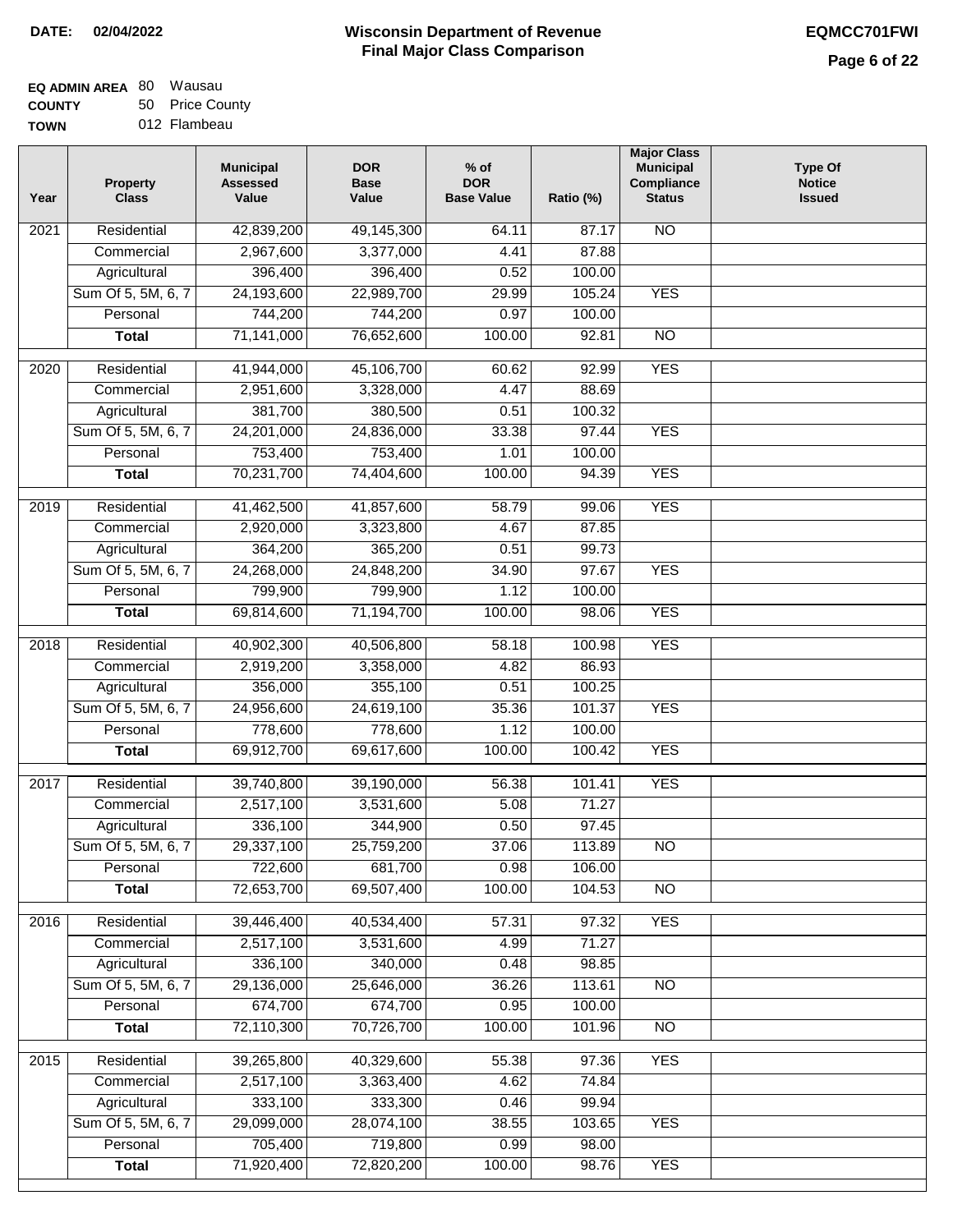**DATE:** 02/04/2022

# Wisconsin Department of Revenue
## Final Major Class Comparison

**EQMCC701FWI**

**EQ ADMIN AREA** 80 Wausau
**COUNTY** 50 Price County
**TOWN** 012 Flambeau

| Year | Property Class | Municipal Assessed Value | DOR Base Value | % of DOR Base Value | Ratio (%) | Major Class Municipal Compliance Status | Type Of Notice Issued |
|---|---|---|---|---|---|---|---|
| 2021 | Residential | 42,839,200 | 49,145,300 | 64.11 | 87.17 | NO | |
| | Commercial | 2,967,600 | 3,377,000 | 4.41 | 87.88 | | |
| | Agricultural | 396,400 | 396,400 | 0.52 | 100.00 | | |
| | Sum Of 5, 5M, 6, 7 | 24,193,600 | 22,989,700 | 29.99 | 105.24 | YES | |
| | Personal | 744,200 | 744,200 | 0.97 | 100.00 | | |
| | **Total** | 71,141,000 | 76,652,600 | 100.00 | 92.81 | NO | |
| 2020 | Residential | 41,944,000 | 45,106,700 | 60.62 | 92.99 | YES | |
| | Commercial | 2,951,600 | 3,328,000 | 4.47 | 88.69 | | |
| | Agricultural | 381,700 | 380,500 | 0.51 | 100.32 | | |
| | Sum Of 5, 5M, 6, 7 | 24,201,000 | 24,836,000 | 33.38 | 97.44 | YES | |
| | Personal | 753,400 | 753,400 | 1.01 | 100.00 | | |
| | **Total** | 70,231,700 | 74,404,600 | 100.00 | 94.39 | YES | |
| 2019 | Residential | 41,462,500 | 41,857,600 | 58.79 | 99.06 | YES | |
| | Commercial | 2,920,000 | 3,323,800 | 4.67 | 87.85 | | |
| | Agricultural | 364,200 | 365,200 | 0.51 | 99.73 | | |
| | Sum Of 5, 5M, 6, 7 | 24,268,000 | 24,848,200 | 34.90 | 97.67 | YES | |
| | Personal | 799,900 | 799,900 | 1.12 | 100.00 | | |
| | **Total** | 69,814,600 | 71,194,700 | 100.00 | 98.06 | YES | |
| 2018 | Residential | 40,902,300 | 40,506,800 | 58.18 | 100.98 | YES | |
| | Commercial | 2,919,200 | 3,358,000 | 4.82 | 86.93 | | |
| | Agricultural | 356,000 | 355,100 | 0.51 | 100.25 | | |
| | Sum Of 5, 5M, 6, 7 | 24,956,600 | 24,619,100 | 35.36 | 101.37 | YES | |
| | Personal | 778,600 | 778,600 | 1.12 | 100.00 | | |
| | **Total** | 69,912,700 | 69,617,600 | 100.00 | 100.42 | YES | |
| 2017 | Residential | 39,740,800 | 39,190,000 | 56.38 | 101.41 | YES | |
| | Commercial | 2,517,100 | 3,531,600 | 5.08 | 71.27 | | |
| | Agricultural | 336,100 | 344,900 | 0.50 | 97.45 | | |
| | Sum Of 5, 5M, 6, 7 | 29,337,100 | 25,759,200 | 37.06 | 113.89 | NO | |
| | Personal | 722,600 | 681,700 | 0.98 | 106.00 | | |
| | **Total** | 72,653,700 | 69,507,400 | 100.00 | 104.53 | NO | |
| 2016 | Residential | 39,446,400 | 40,534,400 | 57.31 | 97.32 | YES | |
| | Commercial | 2,517,100 | 3,531,600 | 4.99 | 71.27 | | |
| | Agricultural | 336,100 | 340,000 | 0.48 | 98.85 | | |
| | Sum Of 5, 5M, 6, 7 | 29,136,000 | 25,646,000 | 36.26 | 113.61 | NO | |
| | Personal | 674,700 | 674,700 | 0.95 | 100.00 | | |
| | **Total** | 72,110,300 | 70,726,700 | 100.00 | 101.96 | NO | |
| 2015 | Residential | 39,265,800 | 40,329,600 | 55.38 | 97.36 | YES | |
| | Commercial | 2,517,100 | 3,363,400 | 4.62 | 74.84 | | |
| | Agricultural | 333,100 | 333,300 | 0.46 | 99.94 | | |
| | Sum Of 5, 5M, 6, 7 | 29,099,000 | 28,074,100 | 38.55 | 103.65 | YES | |
| | Personal | 705,400 | 719,800 | 0.99 | 98.00 | | |
| | **Total** | 71,920,400 | 72,820,200 | 100.00 | 98.76 | YES | |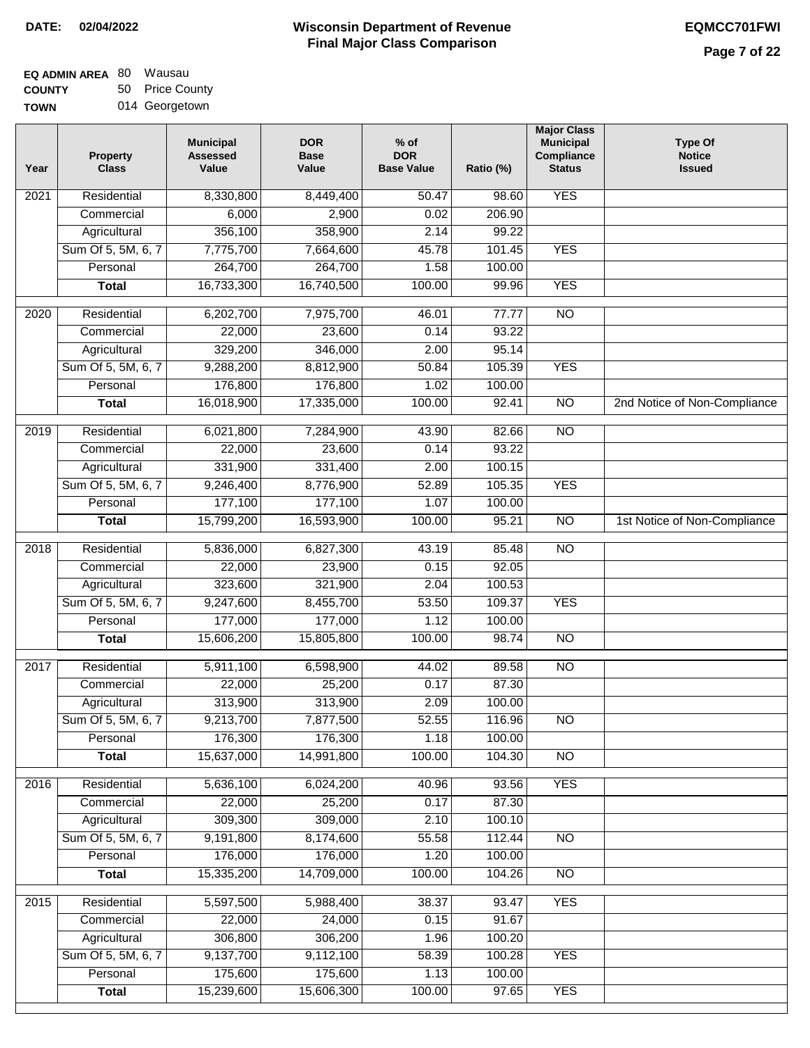**DATE: 02/04/2022**

# Wisconsin Department of Revenue
## Final Major Class Comparison

**EQMCC701FWI**

**EQ ADMIN AREA** 80 Wausau
**COUNTY** 50 Price County
**TOWN** 014 Georgetown

| Year | Property Class | Municipal Assessed Value | DOR Base Value | % of DOR Base Value | Ratio (%) | Major Class Municipal Compliance Status | Type Of Notice Issued |
|---|---|---|---|---|---|---|---|
| 2021 | Residential | 8,330,800 | 8,449,400 | 50.47 | 98.60 | YES | |
| | Commercial | 6,000 | 2,900 | 0.02 | 206.90 | | |
| | Agricultural | 356,100 | 358,900 | 2.14 | 99.22 | | |
| | Sum Of 5, 5M, 6, 7 | 7,775,700 | 7,664,600 | 45.78 | 101.45 | YES | |
| | Personal | 264,700 | 264,700 | 1.58 | 100.00 | | |
| | **Total** | 16,733,300 | 16,740,500 | 100.00 | 99.96 | YES | |
| 2020 | Residential | 6,202,700 | 7,975,700 | 46.01 | 77.77 | NO | |
| | Commercial | 22,000 | 23,600 | 0.14 | 93.22 | | |
| | Agricultural | 329,200 | 346,000 | 2.00 | 95.14 | | |
| | Sum Of 5, 5M, 6, 7 | 9,288,200 | 8,812,900 | 50.84 | 105.39 | YES | |
| | Personal | 176,800 | 176,800 | 1.02 | 100.00 | | |
| | **Total** | 16,018,900 | 17,335,000 | 100.00 | 92.41 | NO | 2nd Notice of Non-Compliance |
| 2019 | Residential | 6,021,800 | 7,284,900 | 43.90 | 82.66 | NO | |
| | Commercial | 22,000 | 23,600 | 0.14 | 93.22 | | |
| | Agricultural | 331,900 | 331,400 | 2.00 | 100.15 | | |
| | Sum Of 5, 5M, 6, 7 | 9,246,400 | 8,776,900 | 52.89 | 105.35 | YES | |
| | Personal | 177,100 | 177,100 | 1.07 | 100.00 | | |
| | **Total** | 15,799,200 | 16,593,900 | 100.00 | 95.21 | NO | 1st Notice of Non-Compliance |
| 2018 | Residential | 5,836,000 | 6,827,300 | 43.19 | 85.48 | NO | |
| | Commercial | 22,000 | 23,900 | 0.15 | 92.05 | | |
| | Agricultural | 323,600 | 321,900 | 2.04 | 100.53 | | |
| | Sum Of 5, 5M, 6, 7 | 9,247,600 | 8,455,700 | 53.50 | 109.37 | YES | |
| | Personal | 177,000 | 177,000 | 1.12 | 100.00 | | |
| | **Total** | 15,606,200 | 15,805,800 | 100.00 | 98.74 | NO | |
| 2017 | Residential | 5,911,100 | 6,598,900 | 44.02 | 89.58 | NO | |
| | Commercial | 22,000 | 25,200 | 0.17 | 87.30 | | |
| | Agricultural | 313,900 | 313,900 | 2.09 | 100.00 | | |
| | Sum Of 5, 5M, 6, 7 | 9,213,700 | 7,877,500 | 52.55 | 116.96 | NO | |
| | Personal | 176,300 | 176,300 | 1.18 | 100.00 | | |
| | **Total** | 15,637,000 | 14,991,800 | 100.00 | 104.30 | NO | |
| 2016 | Residential | 5,636,100 | 6,024,200 | 40.96 | 93.56 | YES | |
| | Commercial | 22,000 | 25,200 | 0.17 | 87.30 | | |
| | Agricultural | 309,300 | 309,000 | 2.10 | 100.10 | | |
| | Sum Of 5, 5M, 6, 7 | 9,191,800 | 8,174,600 | 55.58 | 112.44 | NO | |
| | Personal | 176,000 | 176,000 | 1.20 | 100.00 | | |
| | **Total** | 15,335,200 | 14,709,000 | 100.00 | 104.26 | NO | |
| 2015 | Residential | 5,597,500 | 5,988,400 | 38.37 | 93.47 | YES | |
| | Commercial | 22,000 | 24,000 | 0.15 | 91.67 | | |
| | Agricultural | 306,800 | 306,200 | 1.96 | 100.20 | | |
| | Sum Of 5, 5M, 6, 7 | 9,137,700 | 9,112,100 | 58.39 | 100.28 | YES | |
| | Personal | 175,600 | 175,600 | 1.13 | 100.00 | | |
| | **Total** | 15,239,600 | 15,606,300 | 100.00 | 97.65 | YES | |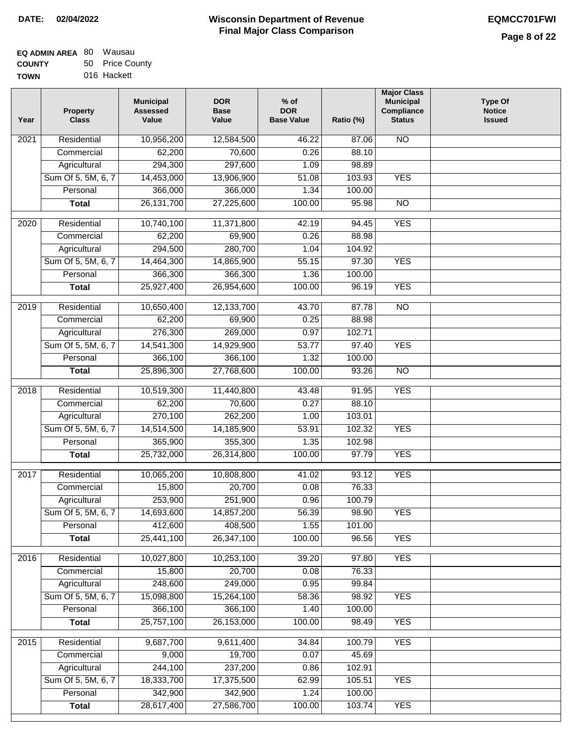**DATE: 02/04/2022**

# Wisconsin Department of Revenue
## Final Major Class Comparison

**EQMCC701FWI**

**EQ ADMIN AREA** 80 Wausau
**COUNTY** 50 Price County
**TOWN** 016 Hackett

| Year | Property Class | Municipal Assessed Value | DOR Base Value | % of DOR Base Value | Ratio (%) | Major Class Municipal Compliance Status | Type Of Notice Issued |
|---|---|---|---|---|---|---|---|
| 2021 | Residential | 10,956,200 | 12,584,500 | 46.22 | 87.06 | NO | |
| | Commercial | 62,200 | 70,600 | 0.26 | 88.10 | | |
| | Agricultural | 294,300 | 297,600 | 1.09 | 98.89 | | |
| | Sum Of 5, 5M, 6, 7 | 14,453,000 | 13,906,900 | 51.08 | 103.93 | YES | |
| | Personal | 366,000 | 366,000 | 1.34 | 100.00 | | |
| | **Total** | 26,131,700 | 27,225,600 | 100.00 | 95.98 | NO | |
| 2020 | Residential | 10,740,100 | 11,371,800 | 42.19 | 94.45 | YES | |
| | Commercial | 62,200 | 69,900 | 0.26 | 88.98 | | |
| | Agricultural | 294,500 | 280,700 | 1.04 | 104.92 | | |
| | Sum Of 5, 5M, 6, 7 | 14,464,300 | 14,865,900 | 55.15 | 97.30 | YES | |
| | Personal | 366,300 | 366,300 | 1.36 | 100.00 | | |
| | **Total** | 25,927,400 | 26,954,600 | 100.00 | 96.19 | YES | |
| 2019 | Residential | 10,650,400 | 12,133,700 | 43.70 | 87.78 | NO | |
| | Commercial | 62,200 | 69,900 | 0.25 | 88.98 | | |
| | Agricultural | 276,300 | 269,000 | 0.97 | 102.71 | | |
| | Sum Of 5, 5M, 6, 7 | 14,541,300 | 14,929,900 | 53.77 | 97.40 | YES | |
| | Personal | 366,100 | 366,100 | 1.32 | 100.00 | | |
| | **Total** | 25,896,300 | 27,768,600 | 100.00 | 93.26 | NO | |
| 2018 | Residential | 10,519,300 | 11,440,800 | 43.48 | 91.95 | YES | |
| | Commercial | 62,200 | 70,600 | 0.27 | 88.10 | | |
| | Agricultural | 270,100 | 262,200 | 1.00 | 103.01 | | |
| | Sum Of 5, 5M, 6, 7 | 14,514,500 | 14,185,900 | 53.91 | 102.32 | YES | |
| | Personal | 365,900 | 355,300 | 1.35 | 102.98 | | |
| | **Total** | 25,732,000 | 26,314,800 | 100.00 | 97.79 | YES | |
| 2017 | Residential | 10,065,200 | 10,808,800 | 41.02 | 93.12 | YES | |
| | Commercial | 15,800 | 20,700 | 0.08 | 76.33 | | |
| | Agricultural | 253,900 | 251,900 | 0.96 | 100.79 | | |
| | Sum Of 5, 5M, 6, 7 | 14,693,600 | 14,857,200 | 56.39 | 98.90 | YES | |
| | Personal | 412,600 | 408,500 | 1.55 | 101.00 | | |
| | **Total** | 25,441,100 | 26,347,100 | 100.00 | 96.56 | YES | |
| 2016 | Residential | 10,027,800 | 10,253,100 | 39.20 | 97.80 | YES | |
| | Commercial | 15,800 | 20,700 | 0.08 | 76.33 | | |
| | Agricultural | 248,600 | 249,000 | 0.95 | 99.84 | | |
| | Sum Of 5, 5M, 6, 7 | 15,098,800 | 15,264,100 | 58.36 | 98.92 | YES | |
| | Personal | 366,100 | 366,100 | 1.40 | 100.00 | | |
| | **Total** | 25,757,100 | 26,153,000 | 100.00 | 98.49 | YES | |
| 2015 | Residential | 9,687,700 | 9,611,400 | 34.84 | 100.79 | YES | |
| | Commercial | 9,000 | 19,700 | 0.07 | 45.69 | | |
| | Agricultural | 244,100 | 237,200 | 0.86 | 102.91 | | |
| | Sum Of 5, 5M, 6, 7 | 18,333,700 | 17,375,500 | 62.99 | 105.51 | YES | |
| | Personal | 342,900 | 342,900 | 1.24 | 100.00 | | |
| | **Total** | 28,617,400 | 27,586,700 | 100.00 | 103.74 | YES | |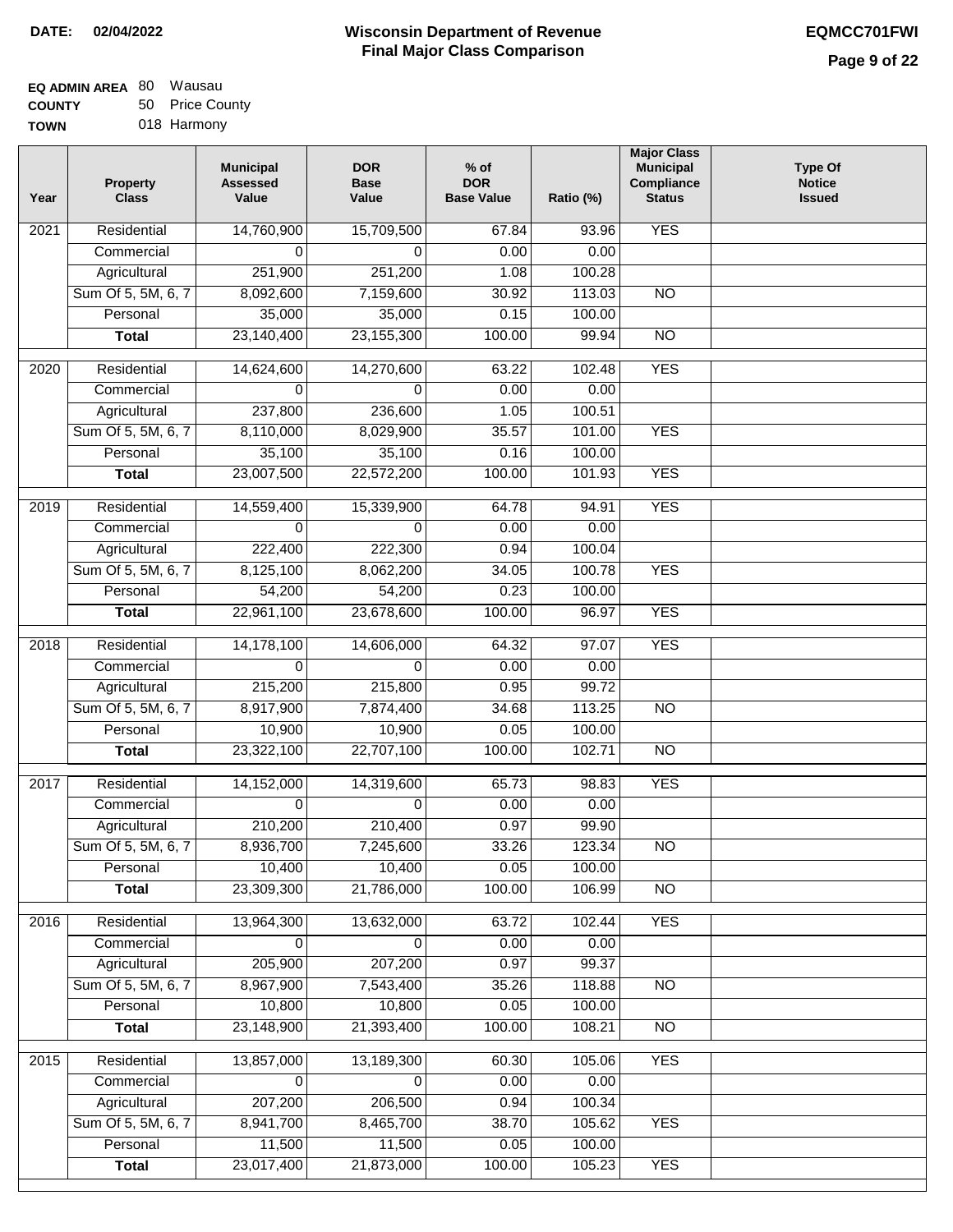**DATE:** 02/04/2022

# Wisconsin Department of Revenue
## Final Major Class Comparison

**EQMCC701FWI**

**EQ ADMIN AREA** 80 Wausau
**COUNTY** 50 Price County
**TOWN** 018 Harmony

| Year | Property Class | Municipal Assessed Value | DOR Base Value | % of DOR Base Value | Ratio (%) | Major Class Municipal Compliance Status | Type Of Notice Issued |
|---|---|---|---|---|---|---|---|
| 2021 | Residential | 14,760,900 | 15,709,500 | 67.84 | 93.96 | YES | |
| | Commercial | 0 | 0 | 0.00 | 0.00 | | |
| | Agricultural | 251,900 | 251,200 | 1.08 | 100.28 | | |
| | Sum Of 5, 5M, 6, 7 | 8,092,600 | 7,159,600 | 30.92 | 113.03 | NO | |
| | Personal | 35,000 | 35,000 | 0.15 | 100.00 | | |
| | **Total** | 23,140,400 | 23,155,300 | 100.00 | 99.94 | NO | |
| 2020 | Residential | 14,624,600 | 14,270,600 | 63.22 | 102.48 | YES | |
| | Commercial | 0 | 0 | 0.00 | 0.00 | | |
| | Agricultural | 237,800 | 236,600 | 1.05 | 100.51 | | |
| | Sum Of 5, 5M, 6, 7 | 8,110,000 | 8,029,900 | 35.57 | 101.00 | YES | |
| | Personal | 35,100 | 35,100 | 0.16 | 100.00 | | |
| | **Total** | 23,007,500 | 22,572,200 | 100.00 | 101.93 | YES | |
| 2019 | Residential | 14,559,400 | 15,339,900 | 64.78 | 94.91 | YES | |
| | Commercial | 0 | 0 | 0.00 | 0.00 | | |
| | Agricultural | 222,400 | 222,300 | 0.94 | 100.04 | | |
| | Sum Of 5, 5M, 6, 7 | 8,125,100 | 8,062,200 | 34.05 | 100.78 | YES | |
| | Personal | 54,200 | 54,200 | 0.23 | 100.00 | | |
| | **Total** | 22,961,100 | 23,678,600 | 100.00 | 96.97 | YES | |
| 2018 | Residential | 14,178,100 | 14,606,000 | 64.32 | 97.07 | YES | |
| | Commercial | 0 | 0 | 0.00 | 0.00 | | |
| | Agricultural | 215,200 | 215,800 | 0.95 | 99.72 | | |
| | Sum Of 5, 5M, 6, 7 | 8,917,900 | 7,874,400 | 34.68 | 113.25 | NO | |
| | Personal | 10,900 | 10,900 | 0.05 | 100.00 | | |
| | **Total** | 23,322,100 | 22,707,100 | 100.00 | 102.71 | NO | |
| 2017 | Residential | 14,152,000 | 14,319,600 | 65.73 | 98.83 | YES | |
| | Commercial | 0 | 0 | 0.00 | 0.00 | | |
| | Agricultural | 210,200 | 210,400 | 0.97 | 99.90 | | |
| | Sum Of 5, 5M, 6, 7 | 8,936,700 | 7,245,600 | 33.26 | 123.34 | NO | |
| | Personal | 10,400 | 10,400 | 0.05 | 100.00 | | |
| | **Total** | 23,309,300 | 21,786,000 | 100.00 | 106.99 | NO | |
| 2016 | Residential | 13,964,300 | 13,632,000 | 63.72 | 102.44 | YES | |
| | Commercial | 0 | 0 | 0.00 | 0.00 | | |
| | Agricultural | 205,900 | 207,200 | 0.97 | 99.37 | | |
| | Sum Of 5, 5M, 6, 7 | 8,967,900 | 7,543,400 | 35.26 | 118.88 | NO | |
| | Personal | 10,800 | 10,800 | 0.05 | 100.00 | | |
| | **Total** | 23,148,900 | 21,393,400 | 100.00 | 108.21 | NO | |
| 2015 | Residential | 13,857,000 | 13,189,300 | 60.30 | 105.06 | YES | |
| | Commercial | 0 | 0 | 0.00 | 0.00 | | |
| | Agricultural | 207,200 | 206,500 | 0.94 | 100.34 | | |
| | Sum Of 5, 5M, 6, 7 | 8,941,700 | 8,465,700 | 38.70 | 105.62 | YES | |
| | Personal | 11,500 | 11,500 | 0.05 | 100.00 | | |
| | **Total** | 23,017,400 | 21,873,000 | 100.00 | 105.23 | YES | |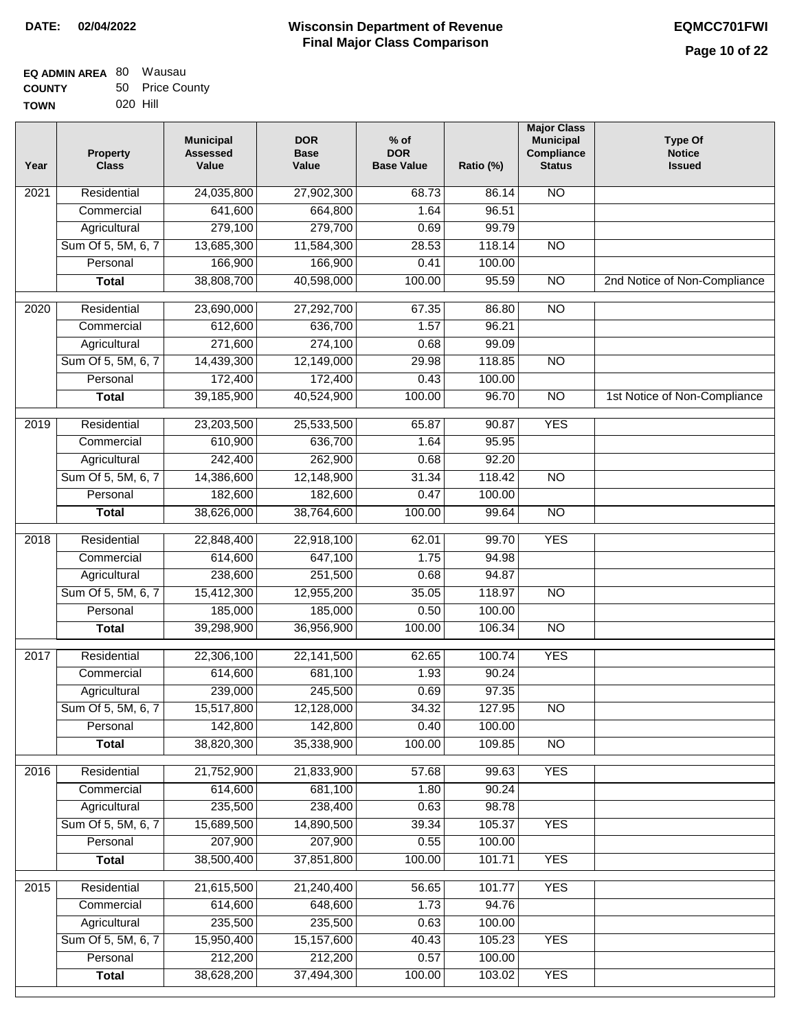**DATE:** 02/04/2022

# Wisconsin Department of Revenue
## Final Major Class Comparison

**EQMCC701FWI**

**EQ ADMIN AREA** 80 Wausau
**COUNTY** 50 Price County
**TOWN** 020 Hill

| Year | Property Class | Municipal Assessed Value | DOR Base Value | % of DOR Base Value | Ratio (%) | Major Class Municipal Compliance Status | Type Of Notice Issued |
|---|---|---|---|---|---|---|---|
| 2021 | Residential | 24,035,800 | 27,902,300 | 68.73 | 86.14 | NO | |
| | Commercial | 641,600 | 664,800 | 1.64 | 96.51 | | |
| | Agricultural | 279,100 | 279,700 | 0.69 | 99.79 | | |
| | Sum Of 5, 5M, 6, 7 | 13,685,300 | 11,584,300 | 28.53 | 118.14 | NO | |
| | Personal | 166,900 | 166,900 | 0.41 | 100.00 | | |
| | **Total** | 38,808,700 | 40,598,000 | 100.00 | 95.59 | NO | 2nd Notice of Non-Compliance |
| 2020 | Residential | 23,690,000 | 27,292,700 | 67.35 | 86.80 | NO | |
| | Commercial | 612,600 | 636,700 | 1.57 | 96.21 | | |
| | Agricultural | 271,600 | 274,100 | 0.68 | 99.09 | | |
| | Sum Of 5, 5M, 6, 7 | 14,439,300 | 12,149,000 | 29.98 | 118.85 | NO | |
| | Personal | 172,400 | 172,400 | 0.43 | 100.00 | | |
| | **Total** | 39,185,900 | 40,524,900 | 100.00 | 96.70 | NO | 1st Notice of Non-Compliance |
| 2019 | Residential | 23,203,500 | 25,533,500 | 65.87 | 90.87 | YES | |
| | Commercial | 610,900 | 636,700 | 1.64 | 95.95 | | |
| | Agricultural | 242,400 | 262,900 | 0.68 | 92.20 | | |
| | Sum Of 5, 5M, 6, 7 | 14,386,600 | 12,148,900 | 31.34 | 118.42 | NO | |
| | Personal | 182,600 | 182,600 | 0.47 | 100.00 | | |
| | **Total** | 38,626,000 | 38,764,600 | 100.00 | 99.64 | NO | |
| 2018 | Residential | 22,848,400 | 22,918,100 | 62.01 | 99.70 | YES | |
| | Commercial | 614,600 | 647,100 | 1.75 | 94.98 | | |
| | Agricultural | 238,600 | 251,500 | 0.68 | 94.87 | | |
| | Sum Of 5, 5M, 6, 7 | 15,412,300 | 12,955,200 | 35.05 | 118.97 | NO | |
| | Personal | 185,000 | 185,000 | 0.50 | 100.00 | | |
| | **Total** | 39,298,900 | 36,956,900 | 100.00 | 106.34 | NO | |
| 2017 | Residential | 22,306,100 | 22,141,500 | 62.65 | 100.74 | YES | |
| | Commercial | 614,600 | 681,100 | 1.93 | 90.24 | | |
| | Agricultural | 239,000 | 245,500 | 0.69 | 97.35 | | |
| | Sum Of 5, 5M, 6, 7 | 15,517,800 | 12,128,000 | 34.32 | 127.95 | NO | |
| | Personal | 142,800 | 142,800 | 0.40 | 100.00 | | |
| | **Total** | 38,820,300 | 35,338,900 | 100.00 | 109.85 | NO | |
| 2016 | Residential | 21,752,900 | 21,833,900 | 57.68 | 99.63 | YES | |
| | Commercial | 614,600 | 681,100 | 1.80 | 90.24 | | |
| | Agricultural | 235,500 | 238,400 | 0.63 | 98.78 | | |
| | Sum Of 5, 5M, 6, 7 | 15,689,500 | 14,890,500 | 39.34 | 105.37 | YES | |
| | Personal | 207,900 | 207,900 | 0.55 | 100.00 | | |
| | **Total** | 38,500,400 | 37,851,800 | 100.00 | 101.71 | YES | |
| 2015 | Residential | 21,615,500 | 21,240,400 | 56.65 | 101.77 | YES | |
| | Commercial | 614,600 | 648,600 | 1.73 | 94.76 | | |
| | Agricultural | 235,500 | 235,500 | 0.63 | 100.00 | | |
| | Sum Of 5, 5M, 6, 7 | 15,950,400 | 15,157,600 | 40.43 | 105.23 | YES | |
| | Personal | 212,200 | 212,200 | 0.57 | 100.00 | | |
| | **Total** | 38,628,200 | 37,494,300 | 100.00 | 103.02 | YES | |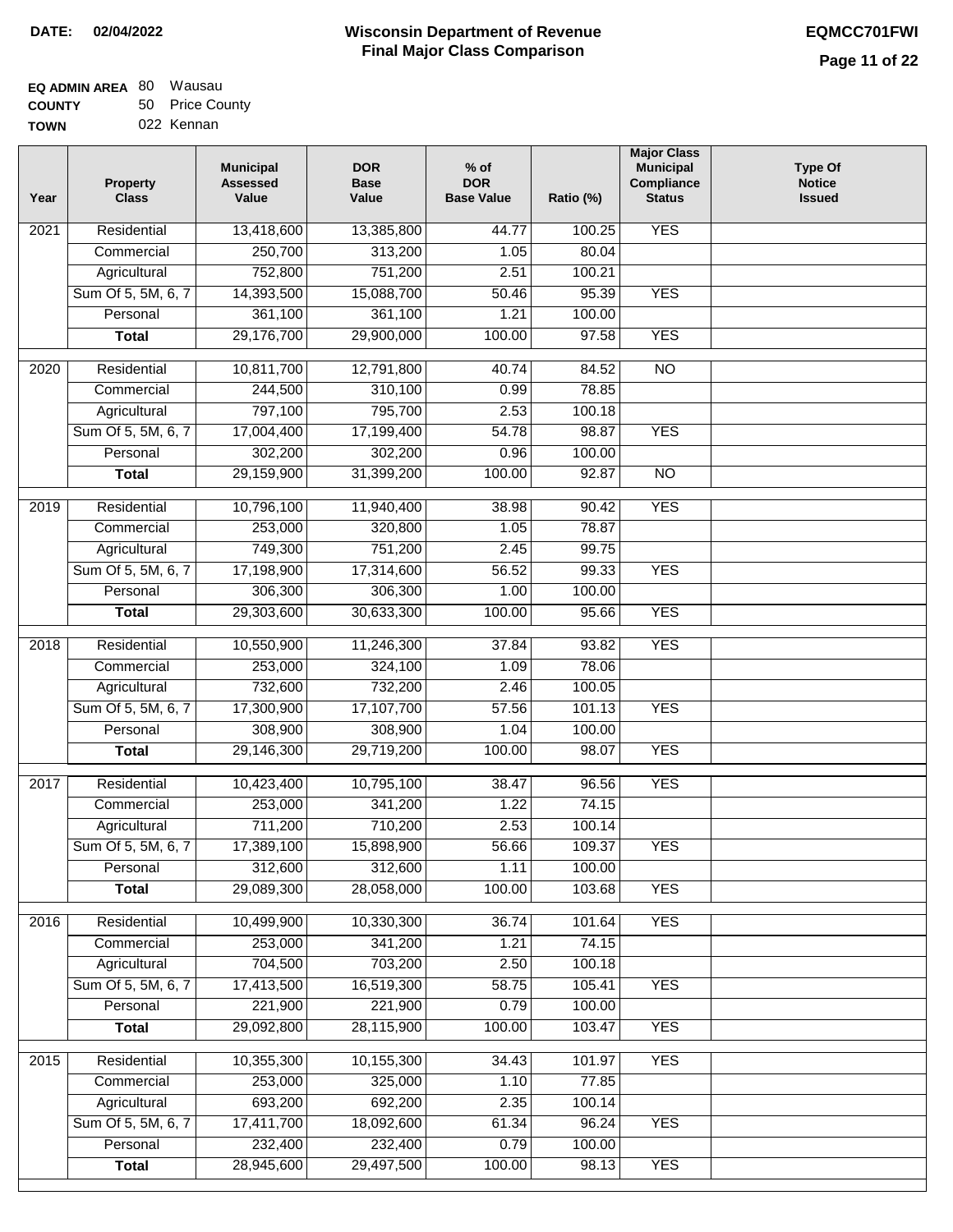**DATE: 02/04/2022**

# Wisconsin Department of Revenue
## Final Major Class Comparison

**EQMCC701FWI**

**EQ ADMIN AREA** 80 Wausau
**COUNTY** 50 Price County
**TOWN** 022 Kennan

| Year | Property Class | Municipal Assessed Value | DOR Base Value | % of DOR Base Value | Ratio (%) | Major Class Municipal Compliance Status | Type Of Notice Issued |
|---|---|---|---|---|---|---|---|
| 2021 | Residential | 13,418,600 | 13,385,800 | 44.77 | 100.25 | YES | |
| | Commercial | 250,700 | 313,200 | 1.05 | 80.04 | | |
| | Agricultural | 752,800 | 751,200 | 2.51 | 100.21 | | |
| | Sum Of 5, 5M, 6, 7 | 14,393,500 | 15,088,700 | 50.46 | 95.39 | YES | |
| | Personal | 361,100 | 361,100 | 1.21 | 100.00 | | |
| | **Total** | 29,176,700 | 29,900,000 | 100.00 | 97.58 | YES | |
| 2020 | Residential | 10,811,700 | 12,791,800 | 40.74 | 84.52 | NO | |
| | Commercial | 244,500 | 310,100 | 0.99 | 78.85 | | |
| | Agricultural | 797,100 | 795,700 | 2.53 | 100.18 | | |
| | Sum Of 5, 5M, 6, 7 | 17,004,400 | 17,199,400 | 54.78 | 98.87 | YES | |
| | Personal | 302,200 | 302,200 | 0.96 | 100.00 | | |
| | **Total** | 29,159,900 | 31,399,200 | 100.00 | 92.87 | NO | |
| 2019 | Residential | 10,796,100 | 11,940,400 | 38.98 | 90.42 | YES | |
| | Commercial | 253,000 | 320,800 | 1.05 | 78.87 | | |
| | Agricultural | 749,300 | 751,200 | 2.45 | 99.75 | | |
| | Sum Of 5, 5M, 6, 7 | 17,198,900 | 17,314,600 | 56.52 | 99.33 | YES | |
| | Personal | 306,300 | 306,300 | 1.00 | 100.00 | | |
| | **Total** | 29,303,600 | 30,633,300 | 100.00 | 95.66 | YES | |
| 2018 | Residential | 10,550,900 | 11,246,300 | 37.84 | 93.82 | YES | |
| | Commercial | 253,000 | 324,100 | 1.09 | 78.06 | | |
| | Agricultural | 732,600 | 732,200 | 2.46 | 100.05 | | |
| | Sum Of 5, 5M, 6, 7 | 17,300,900 | 17,107,700 | 57.56 | 101.13 | YES | |
| | Personal | 308,900 | 308,900 | 1.04 | 100.00 | | |
| | **Total** | 29,146,300 | 29,719,200 | 100.00 | 98.07 | YES | |
| 2017 | Residential | 10,423,400 | 10,795,100 | 38.47 | 96.56 | YES | |
| | Commercial | 253,000 | 341,200 | 1.22 | 74.15 | | |
| | Agricultural | 711,200 | 710,200 | 2.53 | 100.14 | | |
| | Sum Of 5, 5M, 6, 7 | 17,389,100 | 15,898,900 | 56.66 | 109.37 | YES | |
| | Personal | 312,600 | 312,600 | 1.11 | 100.00 | | |
| | **Total** | 29,089,300 | 28,058,000 | 100.00 | 103.68 | YES | |
| 2016 | Residential | 10,499,900 | 10,330,300 | 36.74 | 101.64 | YES | |
| | Commercial | 253,000 | 341,200 | 1.21 | 74.15 | | |
| | Agricultural | 704,500 | 703,200 | 2.50 | 100.18 | | |
| | Sum Of 5, 5M, 6, 7 | 17,413,500 | 16,519,300 | 58.75 | 105.41 | YES | |
| | Personal | 221,900 | 221,900 | 0.79 | 100.00 | | |
| | **Total** | 29,092,800 | 28,115,900 | 100.00 | 103.47 | YES | |
| 2015 | Residential | 10,355,300 | 10,155,300 | 34.43 | 101.97 | YES | |
| | Commercial | 253,000 | 325,000 | 1.10 | 77.85 | | |
| | Agricultural | 693,200 | 692,200 | 2.35 | 100.14 | | |
| | Sum Of 5, 5M, 6, 7 | 17,411,700 | 18,092,600 | 61.34 | 96.24 | YES | |
| | Personal | 232,400 | 232,400 | 0.79 | 100.00 | | |
| | **Total** | 28,945,600 | 29,497,500 | 100.00 | 98.13 | YES | |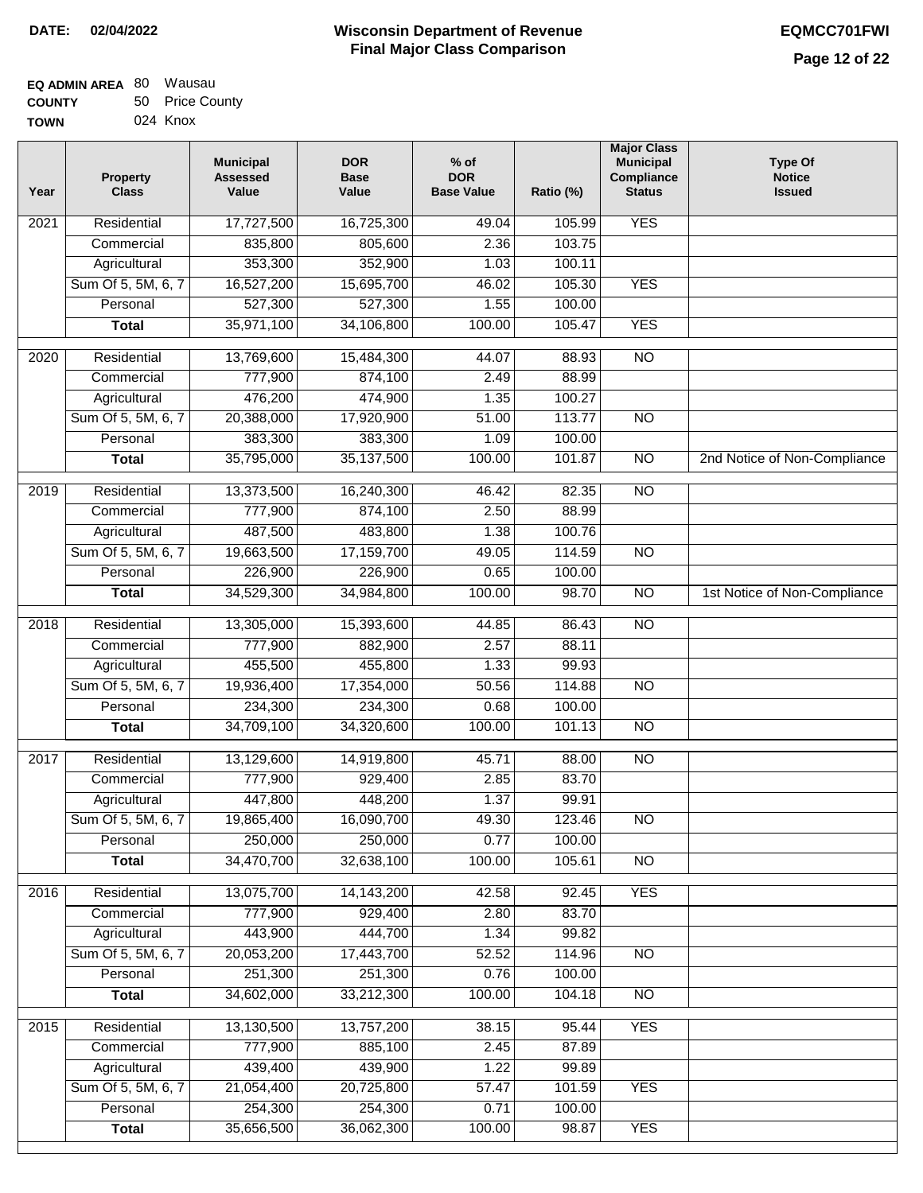**DATE: 02/04/2022**

# Wisconsin Department of Revenue
## Final Major Class Comparison

**EQMCC701FWI**

**EQ ADMIN AREA** 80 Wausau
**COUNTY** 50 Price County
**TOWN** 024 Knox

| Year | Property Class | Municipal Assessed Value | DOR Base Value | % of DOR Base Value | Ratio (%) | Major Class Municipal Compliance Status | Type Of Notice Issued |
|---|---|---|---|---|---|---|---|
| 2021 | Residential | 17,727,500 | 16,725,300 | 49.04 | 105.99 | YES | |
| | Commercial | 835,800 | 805,600 | 2.36 | 103.75 | | |
| | Agricultural | 353,300 | 352,900 | 1.03 | 100.11 | | |
| | Sum Of 5, 5M, 6, 7 | 16,527,200 | 15,695,700 | 46.02 | 105.30 | YES | |
| | Personal | 527,300 | 527,300 | 1.55 | 100.00 | | |
| | **Total** | 35,971,100 | 34,106,800 | 100.00 | 105.47 | YES | |
| 2020 | Residential | 13,769,600 | 15,484,300 | 44.07 | 88.93 | NO | |
| | Commercial | 777,900 | 874,100 | 2.49 | 88.99 | | |
| | Agricultural | 476,200 | 474,900 | 1.35 | 100.27 | | |
| | Sum Of 5, 5M, 6, 7 | 20,388,000 | 17,920,900 | 51.00 | 113.77 | NO | |
| | Personal | 383,300 | 383,300 | 1.09 | 100.00 | | |
| | **Total** | 35,795,000 | 35,137,500 | 100.00 | 101.87 | NO | 2nd Notice of Non-Compliance |
| 2019 | Residential | 13,373,500 | 16,240,300 | 46.42 | 82.35 | NO | |
| | Commercial | 777,900 | 874,100 | 2.50 | 88.99 | | |
| | Agricultural | 487,500 | 483,800 | 1.38 | 100.76 | | |
| | Sum Of 5, 5M, 6, 7 | 19,663,500 | 17,159,700 | 49.05 | 114.59 | NO | |
| | Personal | 226,900 | 226,900 | 0.65 | 100.00 | | |
| | **Total** | 34,529,300 | 34,984,800 | 100.00 | 98.70 | NO | 1st Notice of Non-Compliance |
| 2018 | Residential | 13,305,000 | 15,393,600 | 44.85 | 86.43 | NO | |
| | Commercial | 777,900 | 882,900 | 2.57 | 88.11 | | |
| | Agricultural | 455,500 | 455,800 | 1.33 | 99.93 | | |
| | Sum Of 5, 5M, 6, 7 | 19,936,400 | 17,354,000 | 50.56 | 114.88 | NO | |
| | Personal | 234,300 | 234,300 | 0.68 | 100.00 | | |
| | **Total** | 34,709,100 | 34,320,600 | 100.00 | 101.13 | NO | |
| 2017 | Residential | 13,129,600 | 14,919,800 | 45.71 | 88.00 | NO | |
| | Commercial | 777,900 | 929,400 | 2.85 | 83.70 | | |
| | Agricultural | 447,800 | 448,200 | 1.37 | 99.91 | | |
| | Sum Of 5, 5M, 6, 7 | 19,865,400 | 16,090,700 | 49.30 | 123.46 | NO | |
| | Personal | 250,000 | 250,000 | 0.77 | 100.00 | | |
| | **Total** | 34,470,700 | 32,638,100 | 100.00 | 105.61 | NO | |
| 2016 | Residential | 13,075,700 | 14,143,200 | 42.58 | 92.45 | YES | |
| | Commercial | 777,900 | 929,400 | 2.80 | 83.70 | | |
| | Agricultural | 443,900 | 444,700 | 1.34 | 99.82 | | |
| | Sum Of 5, 5M, 6, 7 | 20,053,200 | 17,443,700 | 52.52 | 114.96 | NO | |
| | Personal | 251,300 | 251,300 | 0.76 | 100.00 | | |
| | **Total** | 34,602,000 | 33,212,300 | 100.00 | 104.18 | NO | |
| 2015 | Residential | 13,130,500 | 13,757,200 | 38.15 | 95.44 | YES | |
| | Commercial | 777,900 | 885,100 | 2.45 | 87.89 | | |
| | Agricultural | 439,400 | 439,900 | 1.22 | 99.89 | | |
| | Sum Of 5, 5M, 6, 7 | 21,054,400 | 20,725,800 | 57.47 | 101.59 | YES | |
| | Personal | 254,300 | 254,300 | 0.71 | 100.00 | | |
| | **Total** | 35,656,500 | 36,062,300 | 100.00 | 98.87 | YES | |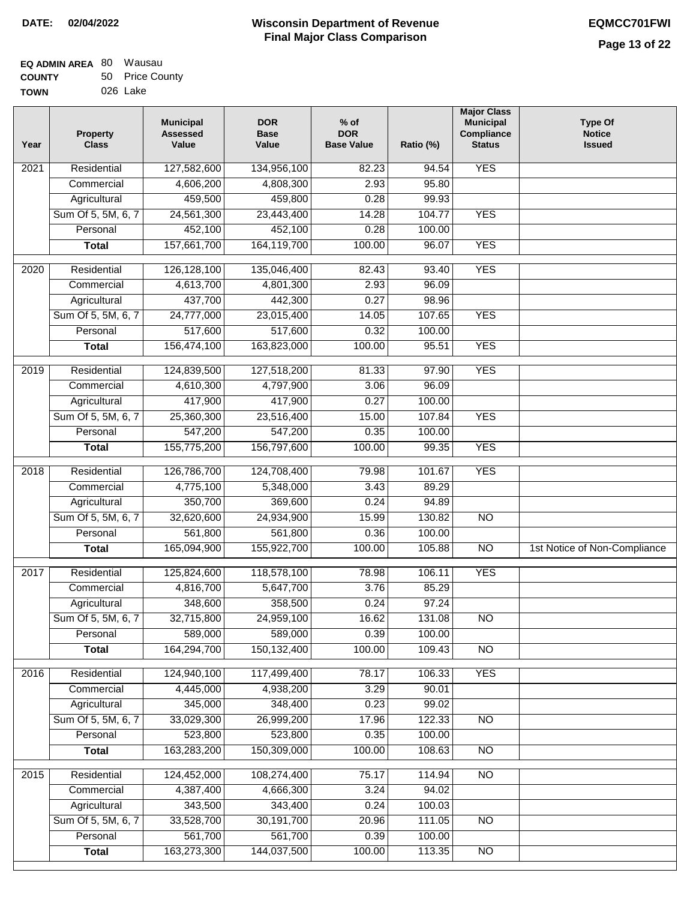**DATE: 02/04/2022**

# Wisconsin Department of Revenue
## Final Major Class Comparison

**EQMCC701FWI**

**EQ ADMIN AREA** 80 Wausau
**COUNTY** 50 Price County
**TOWN** 026 Lake

| Year | Property Class | Municipal Assessed Value | DOR Base Value | % of DOR Base Value | Ratio (%) | Major Class Municipal Compliance Status | Type Of Notice Issued |
|---|---|---|---|---|---|---|---|
| 2021 | Residential | 127,582,600 | 134,956,100 | 82.23 | 94.54 | YES | |
| | Commercial | 4,606,200 | 4,808,300 | 2.93 | 95.80 | | |
| | Agricultural | 459,500 | 459,800 | 0.28 | 99.93 | | |
| | Sum Of 5, 5M, 6, 7 | 24,561,300 | 23,443,400 | 14.28 | 104.77 | YES | |
| | Personal | 452,100 | 452,100 | 0.28 | 100.00 | | |
| | **Total** | 157,661,700 | 164,119,700 | 100.00 | 96.07 | YES | |
| 2020 | Residential | 126,128,100 | 135,046,400 | 82.43 | 93.40 | YES | |
| | Commercial | 4,613,700 | 4,801,300 | 2.93 | 96.09 | | |
| | Agricultural | 437,700 | 442,300 | 0.27 | 98.96 | | |
| | Sum Of 5, 5M, 6, 7 | 24,777,000 | 23,015,400 | 14.05 | 107.65 | YES | |
| | Personal | 517,600 | 517,600 | 0.32 | 100.00 | | |
| | **Total** | 156,474,100 | 163,823,000 | 100.00 | 95.51 | YES | |
| 2019 | Residential | 124,839,500 | 127,518,200 | 81.33 | 97.90 | YES | |
| | Commercial | 4,610,300 | 4,797,900 | 3.06 | 96.09 | | |
| | Agricultural | 417,900 | 417,900 | 0.27 | 100.00 | | |
| | Sum Of 5, 5M, 6, 7 | 25,360,300 | 23,516,400 | 15.00 | 107.84 | YES | |
| | Personal | 547,200 | 547,200 | 0.35 | 100.00 | | |
| | **Total** | 155,775,200 | 156,797,600 | 100.00 | 99.35 | YES | |
| 2018 | Residential | 126,786,700 | 124,708,400 | 79.98 | 101.67 | YES | |
| | Commercial | 4,775,100 | 5,348,000 | 3.43 | 89.29 | | |
| | Agricultural | 350,700 | 369,600 | 0.24 | 94.89 | | |
| | Sum Of 5, 5M, 6, 7 | 32,620,600 | 24,934,900 | 15.99 | 130.82 | NO | |
| | Personal | 561,800 | 561,800 | 0.36 | 100.00 | | |
| | **Total** | 165,094,900 | 155,922,700 | 100.00 | 105.88 | NO | 1st Notice of Non-Compliance |
| 2017 | Residential | 125,824,600 | 118,578,100 | 78.98 | 106.11 | YES | |
| | Commercial | 4,816,700 | 5,647,700 | 3.76 | 85.29 | | |
| | Agricultural | 348,600 | 358,500 | 0.24 | 97.24 | | |
| | Sum Of 5, 5M, 6, 7 | 32,715,800 | 24,959,100 | 16.62 | 131.08 | NO | |
| | Personal | 589,000 | 589,000 | 0.39 | 100.00 | | |
| | **Total** | 164,294,700 | 150,132,400 | 100.00 | 109.43 | NO | |
| 2016 | Residential | 124,940,100 | 117,499,400 | 78.17 | 106.33 | YES | |
| | Commercial | 4,445,000 | 4,938,200 | 3.29 | 90.01 | | |
| | Agricultural | 345,000 | 348,400 | 0.23 | 99.02 | | |
| | Sum Of 5, 5M, 6, 7 | 33,029,300 | 26,999,200 | 17.96 | 122.33 | NO | |
| | Personal | 523,800 | 523,800 | 0.35 | 100.00 | | |
| | **Total** | 163,283,200 | 150,309,000 | 100.00 | 108.63 | NO | |
| 2015 | Residential | 124,452,000 | 108,274,400 | 75.17 | 114.94 | NO | |
| | Commercial | 4,387,400 | 4,666,300 | 3.24 | 94.02 | | |
| | Agricultural | 343,500 | 343,400 | 0.24 | 100.03 | | |
| | Sum Of 5, 5M, 6, 7 | 33,528,700 | 30,191,700 | 20.96 | 111.05 | NO | |
| | Personal | 561,700 | 561,700 | 0.39 | 100.00 | | |
| | **Total** | 163,273,300 | 144,037,500 | 100.00 | 113.35 | NO | |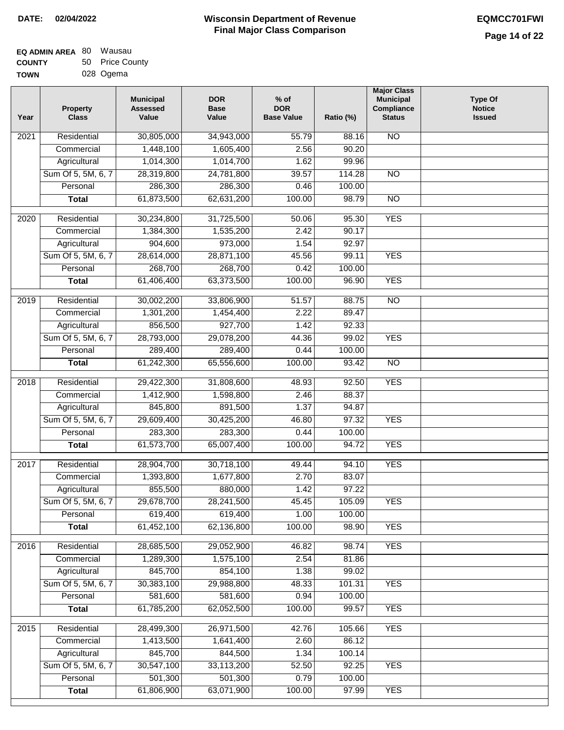**DATE: 02/04/2022**

# Wisconsin Department of Revenue
## Final Major Class Comparison

**EQMCC701FWI**

**EQ ADMIN AREA** 80 Wausau
**COUNTY** 50 Price County
**TOWN** 028 Ogema

| Year | Property Class | Municipal Assessed Value | DOR Base Value | % of DOR Base Value | Ratio (%) | Major Class Municipal Compliance Status | Type Of Notice Issued |
|---|---|---|---|---|---|---|---|
| 2021 | Residential | 30,805,000 | 34,943,000 | 55.79 | 88.16 | NO | |
| | Commercial | 1,448,100 | 1,605,400 | 2.56 | 90.20 | | |
| | Agricultural | 1,014,300 | 1,014,700 | 1.62 | 99.96 | | |
| | Sum Of 5, 5M, 6, 7 | 28,319,800 | 24,781,800 | 39.57 | 114.28 | NO | |
| | Personal | 286,300 | 286,300 | 0.46 | 100.00 | | |
| | **Total** | 61,873,500 | 62,631,200 | 100.00 | 98.79 | NO | |
| 2020 | Residential | 30,234,800 | 31,725,500 | 50.06 | 95.30 | YES | |
| | Commercial | 1,384,300 | 1,535,200 | 2.42 | 90.17 | | |
| | Agricultural | 904,600 | 973,000 | 1.54 | 92.97 | | |
| | Sum Of 5, 5M, 6, 7 | 28,614,000 | 28,871,100 | 45.56 | 99.11 | YES | |
| | Personal | 268,700 | 268,700 | 0.42 | 100.00 | | |
| | **Total** | 61,406,400 | 63,373,500 | 100.00 | 96.90 | YES | |
| 2019 | Residential | 30,002,200 | 33,806,900 | 51.57 | 88.75 | NO | |
| | Commercial | 1,301,200 | 1,454,400 | 2.22 | 89.47 | | |
| | Agricultural | 856,500 | 927,700 | 1.42 | 92.33 | | |
| | Sum Of 5, 5M, 6, 7 | 28,793,000 | 29,078,200 | 44.36 | 99.02 | YES | |
| | Personal | 289,400 | 289,400 | 0.44 | 100.00 | | |
| | **Total** | 61,242,300 | 65,556,600 | 100.00 | 93.42 | NO | |
| 2018 | Residential | 29,422,300 | 31,808,600 | 48.93 | 92.50 | YES | |
| | Commercial | 1,412,900 | 1,598,800 | 2.46 | 88.37 | | |
| | Agricultural | 845,800 | 891,500 | 1.37 | 94.87 | | |
| | Sum Of 5, 5M, 6, 7 | 29,609,400 | 30,425,200 | 46.80 | 97.32 | YES | |
| | Personal | 283,300 | 283,300 | 0.44 | 100.00 | | |
| | **Total** | 61,573,700 | 65,007,400 | 100.00 | 94.72 | YES | |
| 2017 | Residential | 28,904,700 | 30,718,100 | 49.44 | 94.10 | YES | |
| | Commercial | 1,393,800 | 1,677,800 | 2.70 | 83.07 | | |
| | Agricultural | 855,500 | 880,000 | 1.42 | 97.22 | | |
| | Sum Of 5, 5M, 6, 7 | 29,678,700 | 28,241,500 | 45.45 | 105.09 | YES | |
| | Personal | 619,400 | 619,400 | 1.00 | 100.00 | | |
| | **Total** | 61,452,100 | 62,136,800 | 100.00 | 98.90 | YES | |
| 2016 | Residential | 28,685,500 | 29,052,900 | 46.82 | 98.74 | YES | |
| | Commercial | 1,289,300 | 1,575,100 | 2.54 | 81.86 | | |
| | Agricultural | 845,700 | 854,100 | 1.38 | 99.02 | | |
| | Sum Of 5, 5M, 6, 7 | 30,383,100 | 29,988,800 | 48.33 | 101.31 | YES | |
| | Personal | 581,600 | 581,600 | 0.94 | 100.00 | | |
| | **Total** | 61,785,200 | 62,052,500 | 100.00 | 99.57 | YES | |
| 2015 | Residential | 28,499,300 | 26,971,500 | 42.76 | 105.66 | YES | |
| | Commercial | 1,413,500 | 1,641,400 | 2.60 | 86.12 | | |
| | Agricultural | 845,700 | 844,500 | 1.34 | 100.14 | | |
| | Sum Of 5, 5M, 6, 7 | 30,547,100 | 33,113,200 | 52.50 | 92.25 | YES | |
| | Personal | 501,300 | 501,300 | 0.79 | 100.00 | | |
| | **Total** | 61,806,900 | 63,071,900 | 100.00 | 97.99 | YES | |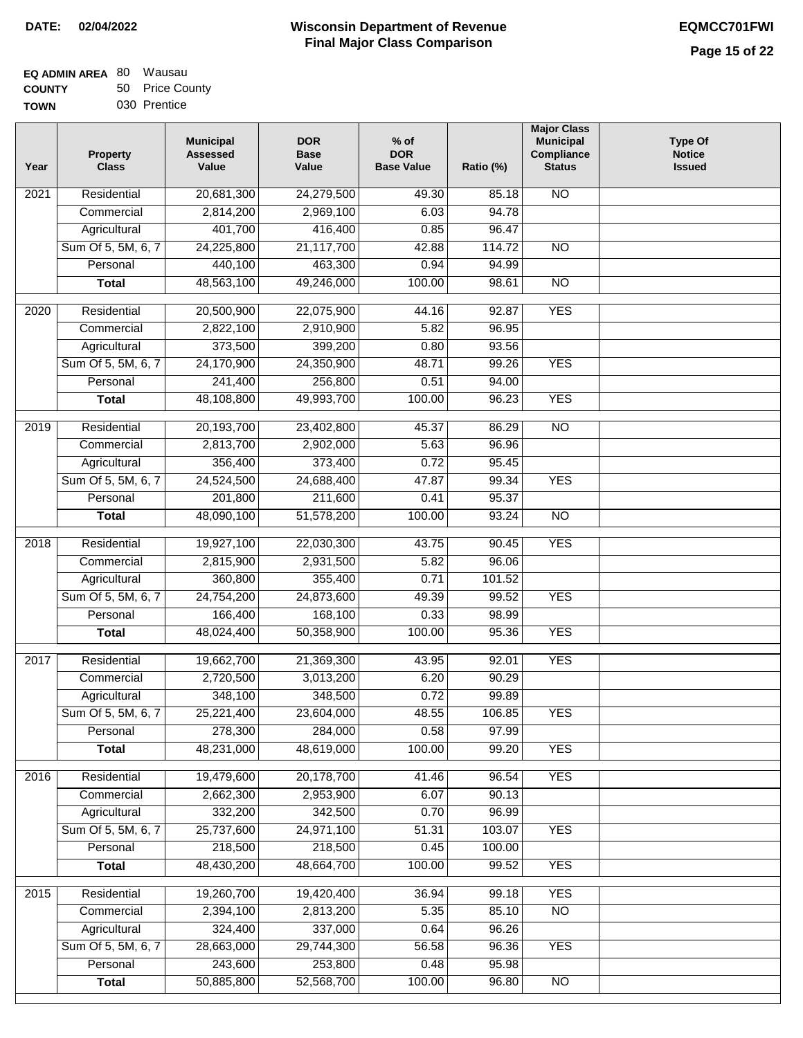**DATE:** 02/04/2022

# Wisconsin Department of Revenue
## Final Major Class Comparison

**EQMCC701FWI**

**EQ ADMIN AREA** 80 Wausau
**COUNTY** 50 Price County
**TOWN** 030 Prentice

| Year | Property Class | Municipal Assessed Value | DOR Base Value | % of DOR Base Value | Ratio (%) | Major Class Municipal Compliance Status | Type Of Notice Issued |
|---|---|---|---|---|---|---|---|
| 2021 | Residential | 20,681,300 | 24,279,500 | 49.30 | 85.18 | NO | |
| | Commercial | 2,814,200 | 2,969,100 | 6.03 | 94.78 | | |
| | Agricultural | 401,700 | 416,400 | 0.85 | 96.47 | | |
| | Sum Of 5, 5M, 6, 7 | 24,225,800 | 21,117,700 | 42.88 | 114.72 | NO | |
| | Personal | 440,100 | 463,300 | 0.94 | 94.99 | | |
| | **Total** | 48,563,100 | 49,246,000 | 100.00 | 98.61 | NO | |
| 2020 | Residential | 20,500,900 | 22,075,900 | 44.16 | 92.87 | YES | |
| | Commercial | 2,822,100 | 2,910,900 | 5.82 | 96.95 | | |
| | Agricultural | 373,500 | 399,200 | 0.80 | 93.56 | | |
| | Sum Of 5, 5M, 6, 7 | 24,170,900 | 24,350,900 | 48.71 | 99.26 | YES | |
| | Personal | 241,400 | 256,800 | 0.51 | 94.00 | | |
| | **Total** | 48,108,800 | 49,993,700 | 100.00 | 96.23 | YES | |
| 2019 | Residential | 20,193,700 | 23,402,800 | 45.37 | 86.29 | NO | |
| | Commercial | 2,813,700 | 2,902,000 | 5.63 | 96.96 | | |
| | Agricultural | 356,400 | 373,400 | 0.72 | 95.45 | | |
| | Sum Of 5, 5M, 6, 7 | 24,524,500 | 24,688,400 | 47.87 | 99.34 | YES | |
| | Personal | 201,800 | 211,600 | 0.41 | 95.37 | | |
| | **Total** | 48,090,100 | 51,578,200 | 100.00 | 93.24 | NO | |
| 2018 | Residential | 19,927,100 | 22,030,300 | 43.75 | 90.45 | YES | |
| | Commercial | 2,815,900 | 2,931,500 | 5.82 | 96.06 | | |
| | Agricultural | 360,800 | 355,400 | 0.71 | 101.52 | | |
| | Sum Of 5, 5M, 6, 7 | 24,754,200 | 24,873,600 | 49.39 | 99.52 | YES | |
| | Personal | 166,400 | 168,100 | 0.33 | 98.99 | | |
| | **Total** | 48,024,400 | 50,358,900 | 100.00 | 95.36 | YES | |
| 2017 | Residential | 19,662,700 | 21,369,300 | 43.95 | 92.01 | YES | |
| | Commercial | 2,720,500 | 3,013,200 | 6.20 | 90.29 | | |
| | Agricultural | 348,100 | 348,500 | 0.72 | 99.89 | | |
| | Sum Of 5, 5M, 6, 7 | 25,221,400 | 23,604,000 | 48.55 | 106.85 | YES | |
| | Personal | 278,300 | 284,000 | 0.58 | 97.99 | | |
| | **Total** | 48,231,000 | 48,619,000 | 100.00 | 99.20 | YES | |
| 2016 | Residential | 19,479,600 | 20,178,700 | 41.46 | 96.54 | YES | |
| | Commercial | 2,662,300 | 2,953,900 | 6.07 | 90.13 | | |
| | Agricultural | 332,200 | 342,500 | 0.70 | 96.99 | | |
| | Sum Of 5, 5M, 6, 7 | 25,737,600 | 24,971,100 | 51.31 | 103.07 | YES | |
| | Personal | 218,500 | 218,500 | 0.45 | 100.00 | | |
| | **Total** | 48,430,200 | 48,664,700 | 100.00 | 99.52 | YES | |
| 2015 | Residential | 19,260,700 | 19,420,400 | 36.94 | 99.18 | YES | |
| | Commercial | 2,394,100 | 2,813,200 | 5.35 | 85.10 | NO | |
| | Agricultural | 324,400 | 337,000 | 0.64 | 96.26 | | |
| | Sum Of 5, 5M, 6, 7 | 28,663,000 | 29,744,300 | 56.58 | 96.36 | YES | |
| | Personal | 243,600 | 253,800 | 0.48 | 95.98 | | |
| | **Total** | 50,885,800 | 52,568,700 | 100.00 | 96.80 | NO | |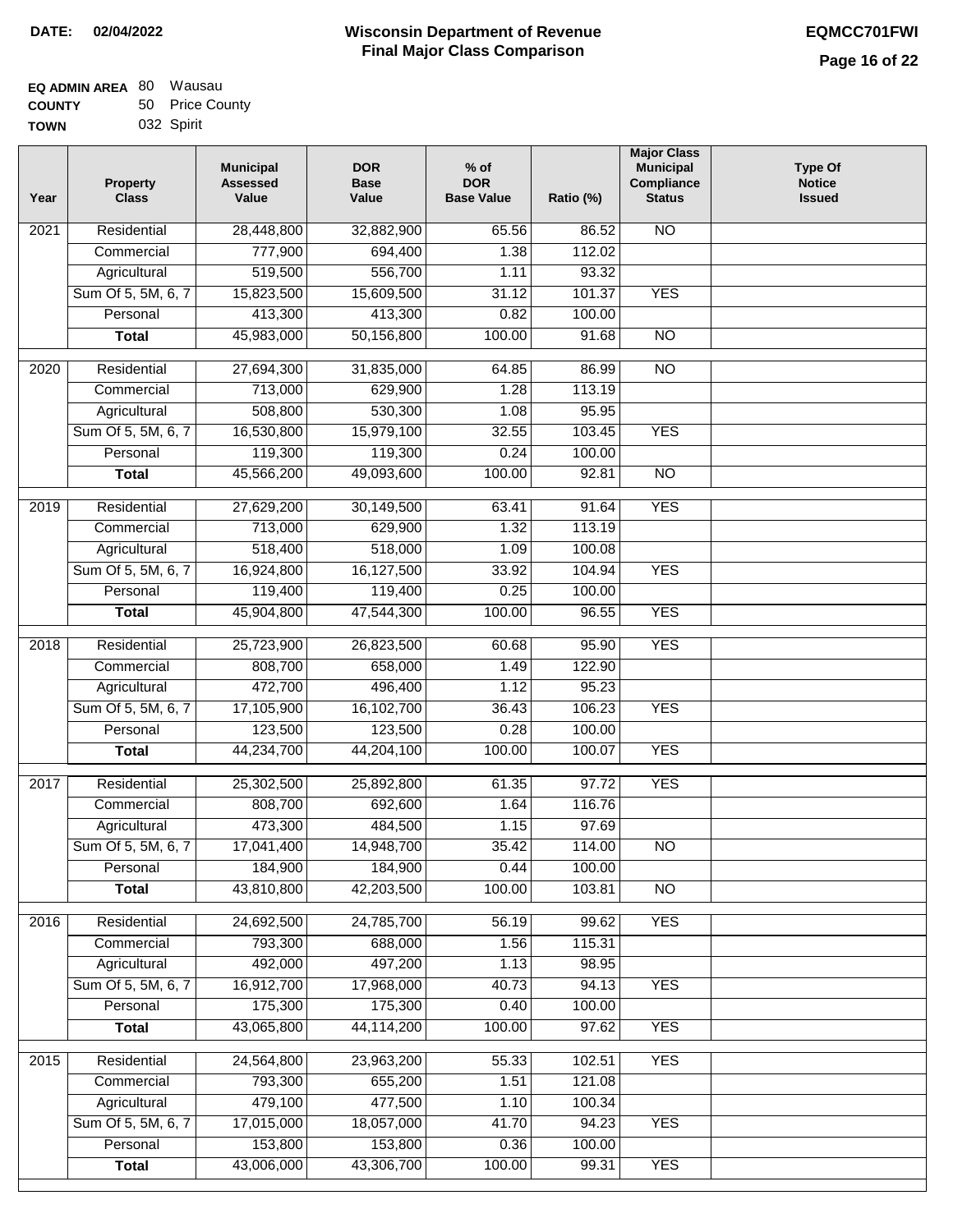**DATE: 02/04/2022**

# Wisconsin Department of Revenue
## Final Major Class Comparison

**EQMCC701FWI**

**EQ ADMIN AREA** 80 Wausau
**COUNTY** 50 Price County
**TOWN** 032 Spirit

| Year | Property Class | Municipal Assessed Value | DOR Base Value | % of DOR Base Value | Ratio (%) | Major Class Municipal Compliance Status | Type Of Notice Issued |
|---|---|---|---|---|---|---|---|
| 2021 | Residential | 28,448,800 | 32,882,900 | 65.56 | 86.52 | NO | |
| | Commercial | 777,900 | 694,400 | 1.38 | 112.02 | | |
| | Agricultural | 519,500 | 556,700 | 1.11 | 93.32 | | |
| | Sum Of 5, 5M, 6, 7 | 15,823,500 | 15,609,500 | 31.12 | 101.37 | YES | |
| | Personal | 413,300 | 413,300 | 0.82 | 100.00 | | |
| | **Total** | 45,983,000 | 50,156,800 | 100.00 | 91.68 | NO | |
| 2020 | Residential | 27,694,300 | 31,835,000 | 64.85 | 86.99 | NO | |
| | Commercial | 713,000 | 629,900 | 1.28 | 113.19 | | |
| | Agricultural | 508,800 | 530,300 | 1.08 | 95.95 | | |
| | Sum Of 5, 5M, 6, 7 | 16,530,800 | 15,979,100 | 32.55 | 103.45 | YES | |
| | Personal | 119,300 | 119,300 | 0.24 | 100.00 | | |
| | **Total** | 45,566,200 | 49,093,600 | 100.00 | 92.81 | NO | |
| 2019 | Residential | 27,629,200 | 30,149,500 | 63.41 | 91.64 | YES | |
| | Commercial | 713,000 | 629,900 | 1.32 | 113.19 | | |
| | Agricultural | 518,400 | 518,000 | 1.09 | 100.08 | | |
| | Sum Of 5, 5M, 6, 7 | 16,924,800 | 16,127,500 | 33.92 | 104.94 | YES | |
| | Personal | 119,400 | 119,400 | 0.25 | 100.00 | | |
| | **Total** | 45,904,800 | 47,544,300 | 100.00 | 96.55 | YES | |
| 2018 | Residential | 25,723,900 | 26,823,500 | 60.68 | 95.90 | YES | |
| | Commercial | 808,700 | 658,000 | 1.49 | 122.90 | | |
| | Agricultural | 472,700 | 496,400 | 1.12 | 95.23 | | |
| | Sum Of 5, 5M, 6, 7 | 17,105,900 | 16,102,700 | 36.43 | 106.23 | YES | |
| | Personal | 123,500 | 123,500 | 0.28 | 100.00 | | |
| | **Total** | 44,234,700 | 44,204,100 | 100.00 | 100.07 | YES | |
| 2017 | Residential | 25,302,500 | 25,892,800 | 61.35 | 97.72 | YES | |
| | Commercial | 808,700 | 692,600 | 1.64 | 116.76 | | |
| | Agricultural | 473,300 | 484,500 | 1.15 | 97.69 | | |
| | Sum Of 5, 5M, 6, 7 | 17,041,400 | 14,948,700 | 35.42 | 114.00 | NO | |
| | Personal | 184,900 | 184,900 | 0.44 | 100.00 | | |
| | **Total** | 43,810,800 | 42,203,500 | 100.00 | 103.81 | NO | |
| 2016 | Residential | 24,692,500 | 24,785,700 | 56.19 | 99.62 | YES | |
| | Commercial | 793,300 | 688,000 | 1.56 | 115.31 | | |
| | Agricultural | 492,000 | 497,200 | 1.13 | 98.95 | | |
| | Sum Of 5, 5M, 6, 7 | 16,912,700 | 17,968,000 | 40.73 | 94.13 | YES | |
| | Personal | 175,300 | 175,300 | 0.40 | 100.00 | | |
| | **Total** | 43,065,800 | 44,114,200 | 100.00 | 97.62 | YES | |
| 2015 | Residential | 24,564,800 | 23,963,200 | 55.33 | 102.51 | YES | |
| | Commercial | 793,300 | 655,200 | 1.51 | 121.08 | | |
| | Agricultural | 479,100 | 477,500 | 1.10 | 100.34 | | |
| | Sum Of 5, 5M, 6, 7 | 17,015,000 | 18,057,000 | 41.70 | 94.23 | YES | |
| | Personal | 153,800 | 153,800 | 0.36 | 100.00 | | |
| | **Total** | 43,006,000 | 43,306,700 | 100.00 | 99.31 | YES | |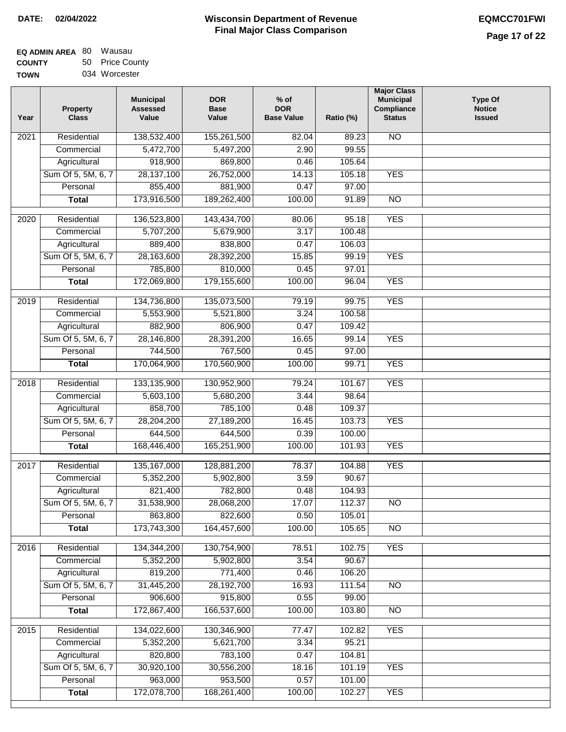**DATE: 02/04/2022**

# Wisconsin Department of Revenue
## Final Major Class Comparison

**EQMCC701FWI**

**EQ ADMIN AREA** 80 Wausau
**COUNTY** 50 Price County
**TOWN** 034 Worcester

| Year | Property Class | Municipal Assessed Value | DOR Base Value | % of DOR Base Value | Ratio (%) | Major Class Municipal Compliance Status | Type Of Notice Issued |
|---|---|---|---|---|---|---|---|
| 2021 | Residential | 138,532,400 | 155,261,500 | 82.04 | 89.23 | NO | |
| | Commercial | 5,472,700 | 5,497,200 | 2.90 | 99.55 | | |
| | Agricultural | 918,900 | 869,800 | 0.46 | 105.64 | | |
| | Sum Of 5, 5M, 6, 7 | 28,137,100 | 26,752,000 | 14.13 | 105.18 | YES | |
| | Personal | 855,400 | 881,900 | 0.47 | 97.00 | | |
| | **Total** | 173,916,500 | 189,262,400 | 100.00 | 91.89 | NO | |
| 2020 | Residential | 136,523,800 | 143,434,700 | 80.06 | 95.18 | YES | |
| | Commercial | 5,707,200 | 5,679,900 | 3.17 | 100.48 | | |
| | Agricultural | 889,400 | 838,800 | 0.47 | 106.03 | | |
| | Sum Of 5, 5M, 6, 7 | 28,163,600 | 28,392,200 | 15.85 | 99.19 | YES | |
| | Personal | 785,800 | 810,000 | 0.45 | 97.01 | | |
| | **Total** | 172,069,800 | 179,155,600 | 100.00 | 96.04 | YES | |
| 2019 | Residential | 134,736,800 | 135,073,500 | 79.19 | 99.75 | YES | |
| | Commercial | 5,553,900 | 5,521,800 | 3.24 | 100.58 | | |
| | Agricultural | 882,900 | 806,900 | 0.47 | 109.42 | | |
| | Sum Of 5, 5M, 6, 7 | 28,146,800 | 28,391,200 | 16.65 | 99.14 | YES | |
| | Personal | 744,500 | 767,500 | 0.45 | 97.00 | | |
| | **Total** | 170,064,900 | 170,560,900 | 100.00 | 99.71 | YES | |
| 2018 | Residential | 133,135,900 | 130,952,900 | 79.24 | 101.67 | YES | |
| | Commercial | 5,603,100 | 5,680,200 | 3.44 | 98.64 | | |
| | Agricultural | 858,700 | 785,100 | 0.48 | 109.37 | | |
| | Sum Of 5, 5M, 6, 7 | 28,204,200 | 27,189,200 | 16.45 | 103.73 | YES | |
| | Personal | 644,500 | 644,500 | 0.39 | 100.00 | | |
| | **Total** | 168,446,400 | 165,251,900 | 100.00 | 101.93 | YES | |
| 2017 | Residential | 135,167,000 | 128,881,200 | 78.37 | 104.88 | YES | |
| | Commercial | 5,352,200 | 5,902,800 | 3.59 | 90.67 | | |
| | Agricultural | 821,400 | 782,800 | 0.48 | 104.93 | | |
| | Sum Of 5, 5M, 6, 7 | 31,538,900 | 28,068,200 | 17.07 | 112.37 | NO | |
| | Personal | 863,800 | 822,600 | 0.50 | 105.01 | | |
| | **Total** | 173,743,300 | 164,457,600 | 100.00 | 105.65 | NO | |
| 2016 | Residential | 134,344,200 | 130,754,900 | 78.51 | 102.75 | YES | |
| | Commercial | 5,352,200 | 5,902,800 | 3.54 | 90.67 | | |
| | Agricultural | 819,200 | 771,400 | 0.46 | 106.20 | | |
| | Sum Of 5, 5M, 6, 7 | 31,445,200 | 28,192,700 | 16.93 | 111.54 | NO | |
| | Personal | 906,600 | 915,800 | 0.55 | 99.00 | | |
| | **Total** | 172,867,400 | 166,537,600 | 100.00 | 103.80 | NO | |
| 2015 | Residential | 134,022,600 | 130,346,900 | 77.47 | 102.82 | YES | |
| | Commercial | 5,352,200 | 5,621,700 | 3.34 | 95.21 | | |
| | Agricultural | 820,800 | 783,100 | 0.47 | 104.81 | | |
| | Sum Of 5, 5M, 6, 7 | 30,920,100 | 30,556,200 | 18.16 | 101.19 | YES | |
| | Personal | 963,000 | 953,500 | 0.57 | 101.00 | | |
| | **Total** | 172,078,700 | 168,261,400 | 100.00 | 102.27 | YES | |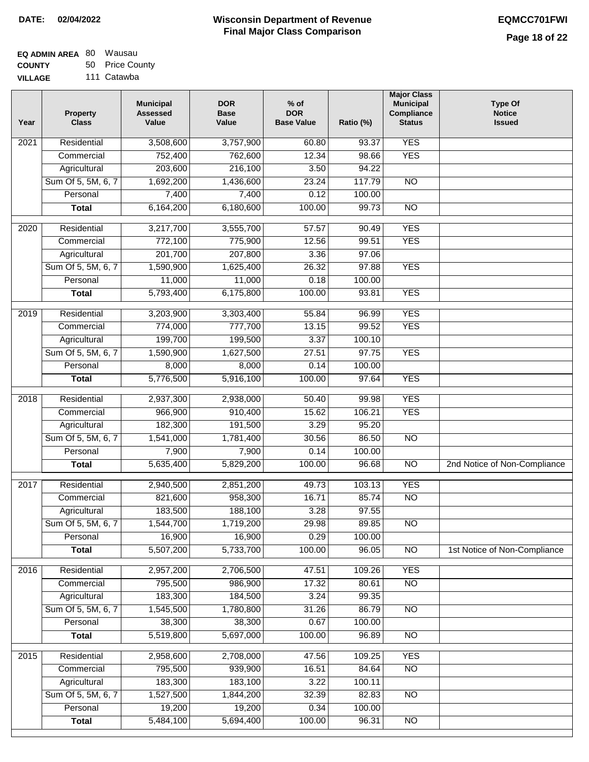**DATE:** 02/04/2022

# Wisconsin Department of Revenue
## Final Major Class Comparison

**EQMCC701FWI**

**EQ ADMIN AREA** 80 Wausau
**COUNTY** 50 Price County
**VILLAGE** 111 Catawba

| Year | Property Class | Municipal Assessed Value | DOR Base Value | % of DOR Base Value | Ratio (%) | Major Class Municipal Compliance Status | Type Of Notice Issued |
|---|---|---|---|---|---|---|---|
| 2021 | Residential | 3,508,600 | 3,757,900 | 60.80 | 93.37 | YES | |
| | Commercial | 752,400 | 762,600 | 12.34 | 98.66 | YES | |
| | Agricultural | 203,600 | 216,100 | 3.50 | 94.22 | | |
| | Sum Of 5, 5M, 6, 7 | 1,692,200 | 1,436,600 | 23.24 | 117.79 | NO | |
| | Personal | 7,400 | 7,400 | 0.12 | 100.00 | | |
| | **Total** | 6,164,200 | 6,180,600 | 100.00 | 99.73 | NO | |
| 2020 | Residential | 3,217,700 | 3,555,700 | 57.57 | 90.49 | YES | |
| | Commercial | 772,100 | 775,900 | 12.56 | 99.51 | YES | |
| | Agricultural | 201,700 | 207,800 | 3.36 | 97.06 | | |
| | Sum Of 5, 5M, 6, 7 | 1,590,900 | 1,625,400 | 26.32 | 97.88 | YES | |
| | Personal | 11,000 | 11,000 | 0.18 | 100.00 | | |
| | **Total** | 5,793,400 | 6,175,800 | 100.00 | 93.81 | YES | |
| 2019 | Residential | 3,203,900 | 3,303,400 | 55.84 | 96.99 | YES | |
| | Commercial | 774,000 | 777,700 | 13.15 | 99.52 | YES | |
| | Agricultural | 199,700 | 199,500 | 3.37 | 100.10 | | |
| | Sum Of 5, 5M, 6, 7 | 1,590,900 | 1,627,500 | 27.51 | 97.75 | YES | |
| | Personal | 8,000 | 8,000 | 0.14 | 100.00 | | |
| | **Total** | 5,776,500 | 5,916,100 | 100.00 | 97.64 | YES | |
| 2018 | Residential | 2,937,300 | 2,938,000 | 50.40 | 99.98 | YES | |
| | Commercial | 966,900 | 910,400 | 15.62 | 106.21 | YES | |
| | Agricultural | 182,300 | 191,500 | 3.29 | 95.20 | | |
| | Sum Of 5, 5M, 6, 7 | 1,541,000 | 1,781,400 | 30.56 | 86.50 | NO | |
| | Personal | 7,900 | 7,900 | 0.14 | 100.00 | | |
| | **Total** | 5,635,400 | 5,829,200 | 100.00 | 96.68 | NO | 2nd Notice of Non-Compliance |
| 2017 | Residential | 2,940,500 | 2,851,200 | 49.73 | 103.13 | YES | |
| | Commercial | 821,600 | 958,300 | 16.71 | 85.74 | NO | |
| | Agricultural | 183,500 | 188,100 | 3.28 | 97.55 | | |
| | Sum Of 5, 5M, 6, 7 | 1,544,700 | 1,719,200 | 29.98 | 89.85 | NO | |
| | Personal | 16,900 | 16,900 | 0.29 | 100.00 | | |
| | **Total** | 5,507,200 | 5,733,700 | 100.00 | 96.05 | NO | 1st Notice of Non-Compliance |
| 2016 | Residential | 2,957,200 | 2,706,500 | 47.51 | 109.26 | YES | |
| | Commercial | 795,500 | 986,900 | 17.32 | 80.61 | NO | |
| | Agricultural | 183,300 | 184,500 | 3.24 | 99.35 | | |
| | Sum Of 5, 5M, 6, 7 | 1,545,500 | 1,780,800 | 31.26 | 86.79 | NO | |
| | Personal | 38,300 | 38,300 | 0.67 | 100.00 | | |
| | **Total** | 5,519,800 | 5,697,000 | 100.00 | 96.89 | NO | |
| 2015 | Residential | 2,958,600 | 2,708,000 | 47.56 | 109.25 | YES | |
| | Commercial | 795,500 | 939,900 | 16.51 | 84.64 | NO | |
| | Agricultural | 183,300 | 183,100 | 3.22 | 100.11 | | |
| | Sum Of 5, 5M, 6, 7 | 1,527,500 | 1,844,200 | 32.39 | 82.83 | NO | |
| | Personal | 19,200 | 19,200 | 0.34 | 100.00 | | |
| | **Total** | 5,484,100 | 5,694,400 | 100.00 | 96.31 | NO | |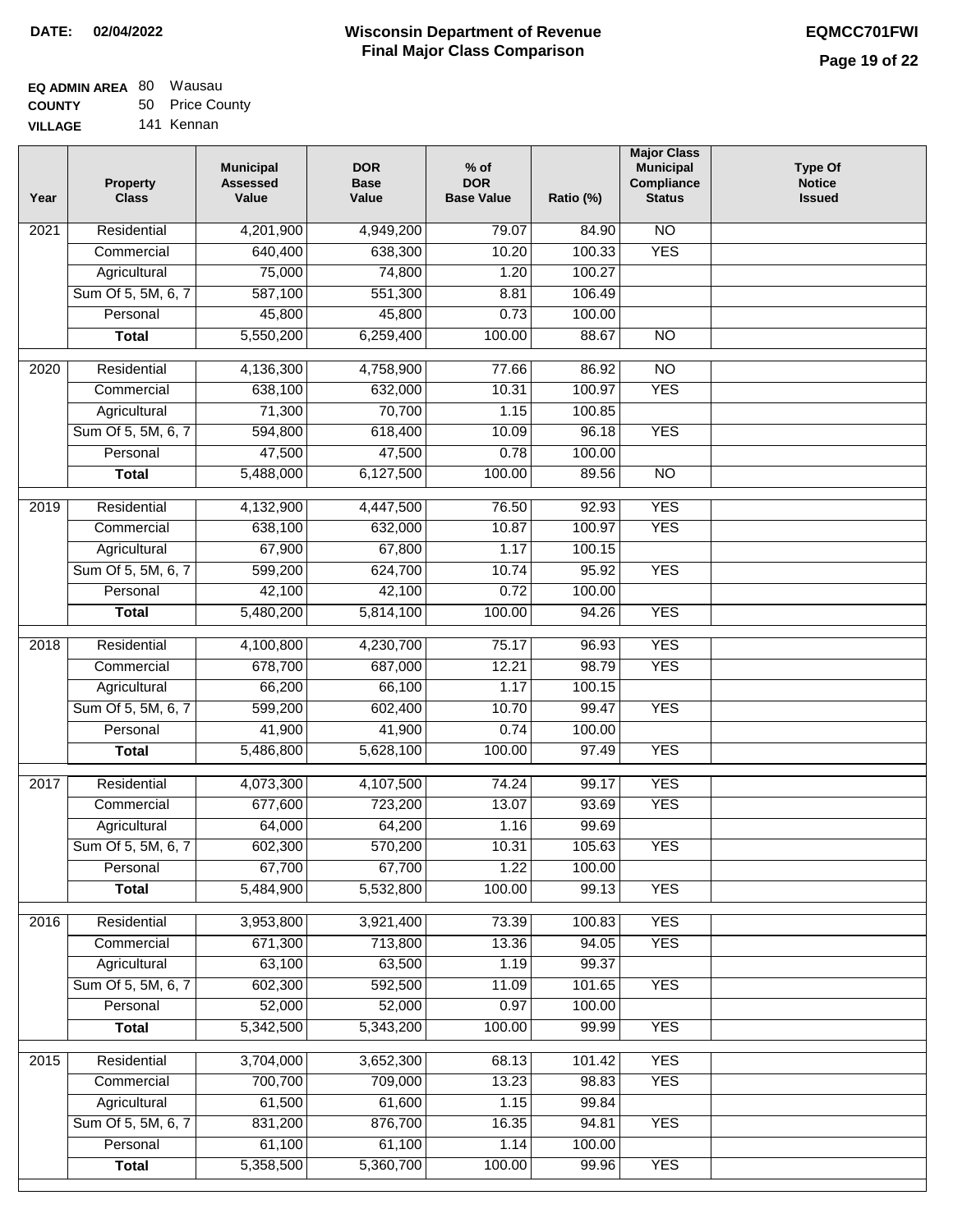**DATE: 02/04/2022**

# Wisconsin Department of Revenue
## Final Major Class Comparison

**EQMCC701FWI**

**EQ ADMIN AREA** 80 Wausau
**COUNTY** 50 Price County
**VILLAGE** 141 Kennan

| Year | Property Class | Municipal Assessed Value | DOR Base Value | % of DOR Base Value | Ratio (%) | Major Class Municipal Compliance Status | Type Of Notice Issued |
|---|---|---|---|---|---|---|---|
| 2021 | Residential | 4,201,900 | 4,949,200 | 79.07 | 84.90 | NO | |
| | Commercial | 640,400 | 638,300 | 10.20 | 100.33 | YES | |
| | Agricultural | 75,000 | 74,800 | 1.20 | 100.27 | | |
| | Sum Of 5, 5M, 6, 7 | 587,100 | 551,300 | 8.81 | 106.49 | | |
| | Personal | 45,800 | 45,800 | 0.73 | 100.00 | | |
| | **Total** | 5,550,200 | 6,259,400 | 100.00 | 88.67 | NO | |
| 2020 | Residential | 4,136,300 | 4,758,900 | 77.66 | 86.92 | NO | |
| | Commercial | 638,100 | 632,000 | 10.31 | 100.97 | YES | |
| | Agricultural | 71,300 | 70,700 | 1.15 | 100.85 | | |
| | Sum Of 5, 5M, 6, 7 | 594,800 | 618,400 | 10.09 | 96.18 | YES | |
| | Personal | 47,500 | 47,500 | 0.78 | 100.00 | | |
| | **Total** | 5,488,000 | 6,127,500 | 100.00 | 89.56 | NO | |
| 2019 | Residential | 4,132,900 | 4,447,500 | 76.50 | 92.93 | YES | |
| | Commercial | 638,100 | 632,000 | 10.87 | 100.97 | YES | |
| | Agricultural | 67,900 | 67,800 | 1.17 | 100.15 | | |
| | Sum Of 5, 5M, 6, 7 | 599,200 | 624,700 | 10.74 | 95.92 | YES | |
| | Personal | 42,100 | 42,100 | 0.72 | 100.00 | | |
| | **Total** | 5,480,200 | 5,814,100 | 100.00 | 94.26 | YES | |
| 2018 | Residential | 4,100,800 | 4,230,700 | 75.17 | 96.93 | YES | |
| | Commercial | 678,700 | 687,000 | 12.21 | 98.79 | YES | |
| | Agricultural | 66,200 | 66,100 | 1.17 | 100.15 | | |
| | Sum Of 5, 5M, 6, 7 | 599,200 | 602,400 | 10.70 | 99.47 | YES | |
| | Personal | 41,900 | 41,900 | 0.74 | 100.00 | | |
| | **Total** | 5,486,800 | 5,628,100 | 100.00 | 97.49 | YES | |
| 2017 | Residential | 4,073,300 | 4,107,500 | 74.24 | 99.17 | YES | |
| | Commercial | 677,600 | 723,200 | 13.07 | 93.69 | YES | |
| | Agricultural | 64,000 | 64,200 | 1.16 | 99.69 | | |
| | Sum Of 5, 5M, 6, 7 | 602,300 | 570,200 | 10.31 | 105.63 | YES | |
| | Personal | 67,700 | 67,700 | 1.22 | 100.00 | | |
| | **Total** | 5,484,900 | 5,532,800 | 100.00 | 99.13 | YES | |
| 2016 | Residential | 3,953,800 | 3,921,400 | 73.39 | 100.83 | YES | |
| | Commercial | 671,300 | 713,800 | 13.36 | 94.05 | YES | |
| | Agricultural | 63,100 | 63,500 | 1.19 | 99.37 | | |
| | Sum Of 5, 5M, 6, 7 | 602,300 | 592,500 | 11.09 | 101.65 | YES | |
| | Personal | 52,000 | 52,000 | 0.97 | 100.00 | | |
| | **Total** | 5,342,500 | 5,343,200 | 100.00 | 99.99 | YES | |
| 2015 | Residential | 3,704,000 | 3,652,300 | 68.13 | 101.42 | YES | |
| | Commercial | 700,700 | 709,000 | 13.23 | 98.83 | YES | |
| | Agricultural | 61,500 | 61,600 | 1.15 | 99.84 | | |
| | Sum Of 5, 5M, 6, 7 | 831,200 | 876,700 | 16.35 | 94.81 | YES | |
| | Personal | 61,100 | 61,100 | 1.14 | 100.00 | | |
| | **Total** | 5,358,500 | 5,360,700 | 100.00 | 99.96 | YES | |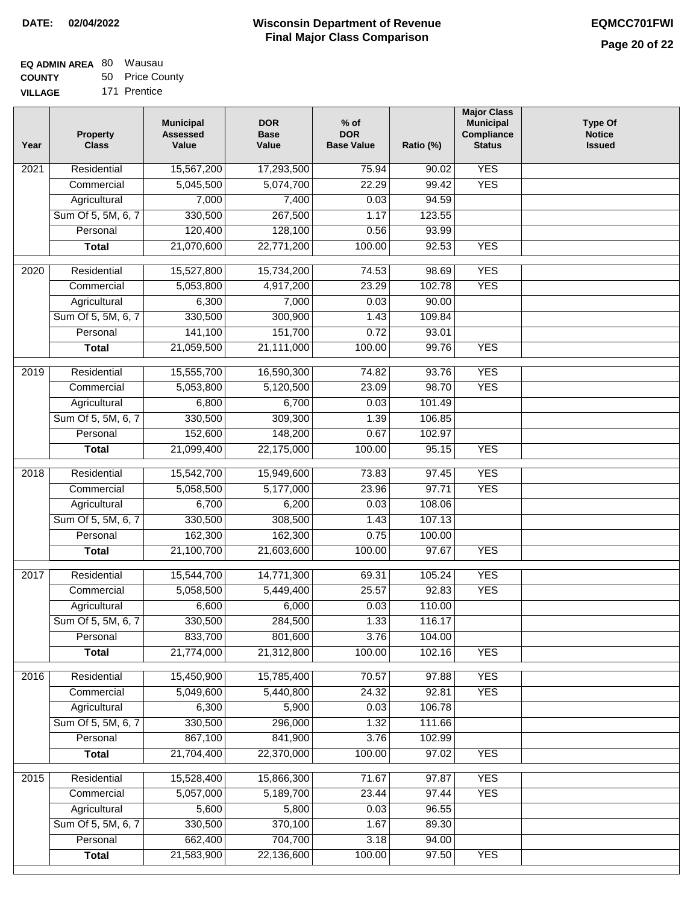**DATE: 02/04/2022**

# Wisconsin Department of Revenue
## Final Major Class Comparison

**EQMCC701FWI**

**EQ ADMIN AREA** 80 Wausau
**COUNTY** 50 Price County
**VILLAGE** 171 Prentice

| Year | Property Class | Municipal Assessed Value | DOR Base Value | % of DOR Base Value | Ratio (%) | Major Class Municipal Compliance Status | Type Of Notice Issued |
|---|---|---|---|---|---|---|---|
| 2021 | Residential | 15,567,200 | 17,293,500 | 75.94 | 90.02 | YES | |
| | Commercial | 5,045,500 | 5,074,700 | 22.29 | 99.42 | YES | |
| | Agricultural | 7,000 | 7,400 | 0.03 | 94.59 | | |
| | Sum Of 5, 5M, 6, 7 | 330,500 | 267,500 | 1.17 | 123.55 | | |
| | Personal | 120,400 | 128,100 | 0.56 | 93.99 | | |
| | **Total** | 21,070,600 | 22,771,200 | 100.00 | 92.53 | YES | |
| 2020 | Residential | 15,527,800 | 15,734,200 | 74.53 | 98.69 | YES | |
| | Commercial | 5,053,800 | 4,917,200 | 23.29 | 102.78 | YES | |
| | Agricultural | 6,300 | 7,000 | 0.03 | 90.00 | | |
| | Sum Of 5, 5M, 6, 7 | 330,500 | 300,900 | 1.43 | 109.84 | | |
| | Personal | 141,100 | 151,700 | 0.72 | 93.01 | | |
| | **Total** | 21,059,500 | 21,111,000 | 100.00 | 99.76 | YES | |
| 2019 | Residential | 15,555,700 | 16,590,300 | 74.82 | 93.76 | YES | |
| | Commercial | 5,053,800 | 5,120,500 | 23.09 | 98.70 | YES | |
| | Agricultural | 6,800 | 6,700 | 0.03 | 101.49 | | |
| | Sum Of 5, 5M, 6, 7 | 330,500 | 309,300 | 1.39 | 106.85 | | |
| | Personal | 152,600 | 148,200 | 0.67 | 102.97 | | |
| | **Total** | 21,099,400 | 22,175,000 | 100.00 | 95.15 | YES | |
| 2018 | Residential | 15,542,700 | 15,949,600 | 73.83 | 97.45 | YES | |
| | Commercial | 5,058,500 | 5,177,000 | 23.96 | 97.71 | YES | |
| | Agricultural | 6,700 | 6,200 | 0.03 | 108.06 | | |
| | Sum Of 5, 5M, 6, 7 | 330,500 | 308,500 | 1.43 | 107.13 | | |
| | Personal | 162,300 | 162,300 | 0.75 | 100.00 | | |
| | **Total** | 21,100,700 | 21,603,600 | 100.00 | 97.67 | YES | |
| 2017 | Residential | 15,544,700 | 14,771,300 | 69.31 | 105.24 | YES | |
| | Commercial | 5,058,500 | 5,449,400 | 25.57 | 92.83 | YES | |
| | Agricultural | 6,600 | 6,000 | 0.03 | 110.00 | | |
| | Sum Of 5, 5M, 6, 7 | 330,500 | 284,500 | 1.33 | 116.17 | | |
| | Personal | 833,700 | 801,600 | 3.76 | 104.00 | | |
| | **Total** | 21,774,000 | 21,312,800 | 100.00 | 102.16 | YES | |
| 2016 | Residential | 15,450,900 | 15,785,400 | 70.57 | 97.88 | YES | |
| | Commercial | 5,049,600 | 5,440,800 | 24.32 | 92.81 | YES | |
| | Agricultural | 6,300 | 5,900 | 0.03 | 106.78 | | |
| | Sum Of 5, 5M, 6, 7 | 330,500 | 296,000 | 1.32 | 111.66 | | |
| | Personal | 867,100 | 841,900 | 3.76 | 102.99 | | |
| | **Total** | 21,704,400 | 22,370,000 | 100.00 | 97.02 | YES | |
| 2015 | Residential | 15,528,400 | 15,866,300 | 71.67 | 97.87 | YES | |
| | Commercial | 5,057,000 | 5,189,700 | 23.44 | 97.44 | YES | |
| | Agricultural | 5,600 | 5,800 | 0.03 | 96.55 | | |
| | Sum Of 5, 5M, 6, 7 | 330,500 | 370,100 | 1.67 | 89.30 | | |
| | Personal | 662,400 | 704,700 | 3.18 | 94.00 | | |
| | **Total** | 21,583,900 | 22,136,600 | 100.00 | 97.50 | YES | |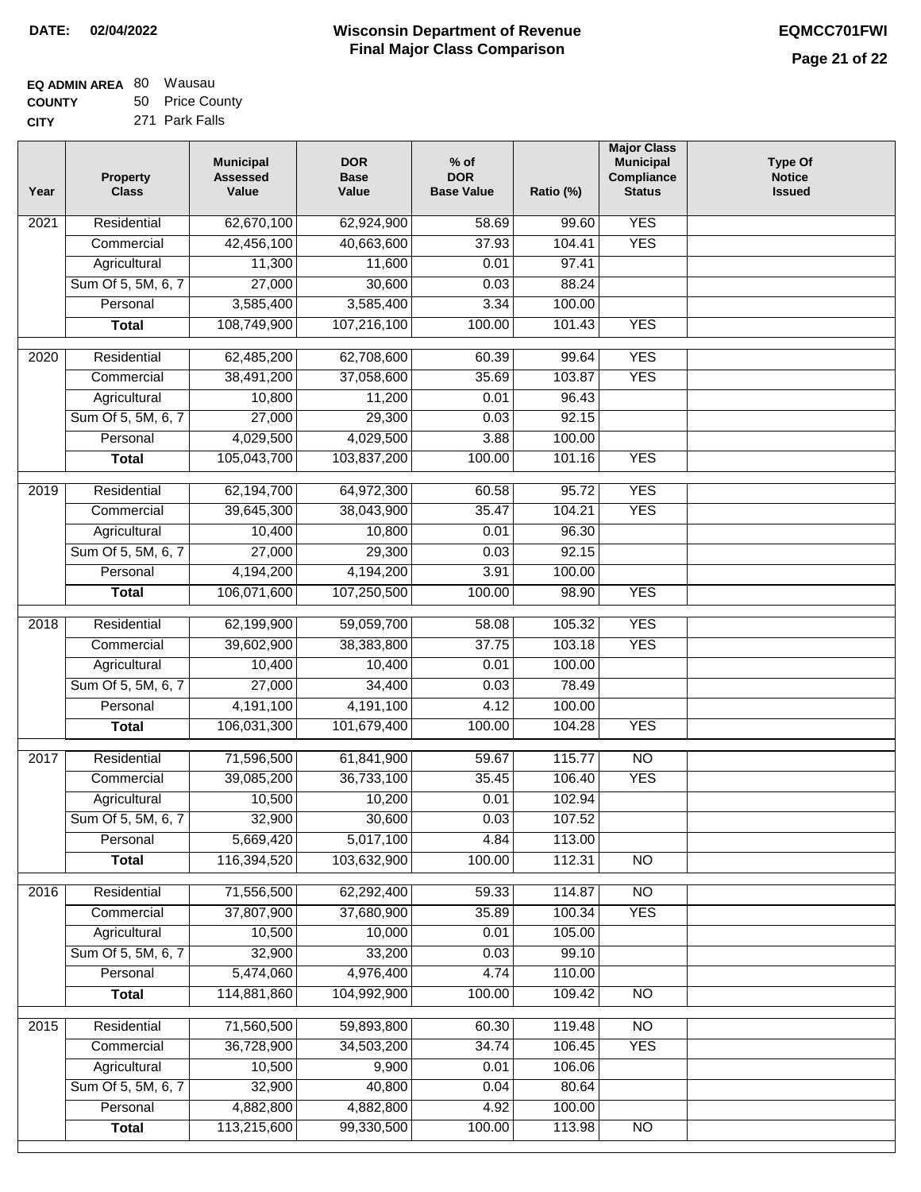**DATE: 02/04/2022**

# Wisconsin Department of Revenue
## Final Major Class Comparison

**EQMCC701FWI**

**EQ ADMIN AREA** 80 Wausau
**COUNTY** 50 Price County
**CITY** 271 Park Falls

| Year | Property Class | Municipal Assessed Value | DOR Base Value | % of DOR Base Value | Ratio (%) | Major Class Municipal Compliance Status | Type Of Notice Issued |
|---|---|---|---|---|---|---|---|
| 2021 | Residential | 62,670,100 | 62,924,900 | 58.69 | 99.60 | YES | |
| | Commercial | 42,456,100 | 40,663,600 | 37.93 | 104.41 | YES | |
| | Agricultural | 11,300 | 11,600 | 0.01 | 97.41 | | |
| | Sum Of 5, 5M, 6, 7 | 27,000 | 30,600 | 0.03 | 88.24 | | |
| | Personal | 3,585,400 | 3,585,400 | 3.34 | 100.00 | | |
| | **Total** | 108,749,900 | 107,216,100 | 100.00 | 101.43 | YES | |
| 2020 | Residential | 62,485,200 | 62,708,600 | 60.39 | 99.64 | YES | |
| | Commercial | 38,491,200 | 37,058,600 | 35.69 | 103.87 | YES | |
| | Agricultural | 10,800 | 11,200 | 0.01 | 96.43 | | |
| | Sum Of 5, 5M, 6, 7 | 27,000 | 29,300 | 0.03 | 92.15 | | |
| | Personal | 4,029,500 | 4,029,500 | 3.88 | 100.00 | | |
| | **Total** | 105,043,700 | 103,837,200 | 100.00 | 101.16 | YES | |
| 2019 | Residential | 62,194,700 | 64,972,300 | 60.58 | 95.72 | YES | |
| | Commercial | 39,645,300 | 38,043,900 | 35.47 | 104.21 | YES | |
| | Agricultural | 10,400 | 10,800 | 0.01 | 96.30 | | |
| | Sum Of 5, 5M, 6, 7 | 27,000 | 29,300 | 0.03 | 92.15 | | |
| | Personal | 4,194,200 | 4,194,200 | 3.91 | 100.00 | | |
| | **Total** | 106,071,600 | 107,250,500 | 100.00 | 98.90 | YES | |
| 2018 | Residential | 62,199,900 | 59,059,700 | 58.08 | 105.32 | YES | |
| | Commercial | 39,602,900 | 38,383,800 | 37.75 | 103.18 | YES | |
| | Agricultural | 10,400 | 10,400 | 0.01 | 100.00 | | |
| | Sum Of 5, 5M, 6, 7 | 27,000 | 34,400 | 0.03 | 78.49 | | |
| | Personal | 4,191,100 | 4,191,100 | 4.12 | 100.00 | | |
| | **Total** | 106,031,300 | 101,679,400 | 100.00 | 104.28 | YES | |
| 2017 | Residential | 71,596,500 | 61,841,900 | 59.67 | 115.77 | NO | |
| | Commercial | 39,085,200 | 36,733,100 | 35.45 | 106.40 | YES | |
| | Agricultural | 10,500 | 10,200 | 0.01 | 102.94 | | |
| | Sum Of 5, 5M, 6, 7 | 32,900 | 30,600 | 0.03 | 107.52 | | |
| | Personal | 5,669,420 | 5,017,100 | 4.84 | 113.00 | | |
| | **Total** | 116,394,520 | 103,632,900 | 100.00 | 112.31 | NO | |
| 2016 | Residential | 71,556,500 | 62,292,400 | 59.33 | 114.87 | NO | |
| | Commercial | 37,807,900 | 37,680,900 | 35.89 | 100.34 | YES | |
| | Agricultural | 10,500 | 10,000 | 0.01 | 105.00 | | |
| | Sum Of 5, 5M, 6, 7 | 32,900 | 33,200 | 0.03 | 99.10 | | |
| | Personal | 5,474,060 | 4,976,400 | 4.74 | 110.00 | | |
| | **Total** | 114,881,860 | 104,992,900 | 100.00 | 109.42 | NO | |
| 2015 | Residential | 71,560,500 | 59,893,800 | 60.30 | 119.48 | NO | |
| | Commercial | 36,728,900 | 34,503,200 | 34.74 | 106.45 | YES | |
| | Agricultural | 10,500 | 9,900 | 0.01 | 106.06 | | |
| | Sum Of 5, 5M, 6, 7 | 32,900 | 40,800 | 0.04 | 80.64 | | |
| | Personal | 4,882,800 | 4,882,800 | 4.92 | 100.00 | | |
| | **Total** | 113,215,600 | 99,330,500 | 100.00 | 113.98 | NO | |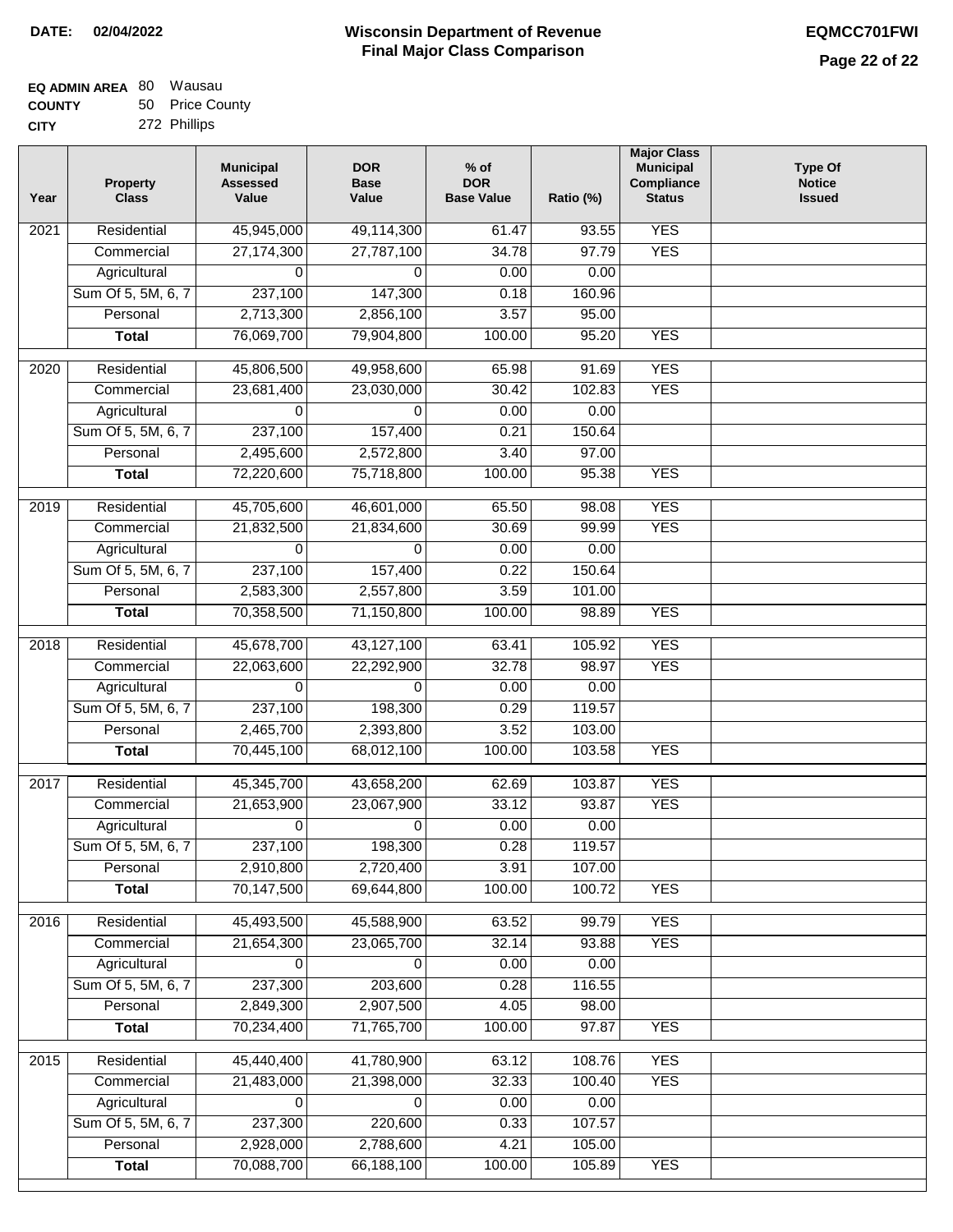**DATE:** 02/04/2022

# Wisconsin Department of Revenue
## Final Major Class Comparison

**EQMCC701FWI**

**EQ ADMIN AREA** 80 Wausau
**COUNTY** 50 Price County
**CITY** 272 Phillips

| Year | Property Class | Municipal Assessed Value | DOR Base Value | % of DOR Base Value | Ratio (%) | Major Class Municipal Compliance Status | Type Of Notice Issued |
|---|---|---|---|---|---|---|---|
| 2021 | Residential | 45,945,000 | 49,114,300 | 61.47 | 93.55 | YES | |
| | Commercial | 27,174,300 | 27,787,100 | 34.78 | 97.79 | YES | |
| | Agricultural | 0 | 0 | 0.00 | 0.00 | | |
| | Sum Of 5, 5M, 6, 7 | 237,100 | 147,300 | 0.18 | 160.96 | | |
| | Personal | 2,713,300 | 2,856,100 | 3.57 | 95.00 | | |
| | **Total** | 76,069,700 | 79,904,800 | 100.00 | 95.20 | YES | |
| 2020 | Residential | 45,806,500 | 49,958,600 | 65.98 | 91.69 | YES | |
| | Commercial | 23,681,400 | 23,030,000 | 30.42 | 102.83 | YES | |
| | Agricultural | 0 | 0 | 0.00 | 0.00 | | |
| | Sum Of 5, 5M, 6, 7 | 237,100 | 157,400 | 0.21 | 150.64 | | |
| | Personal | 2,495,600 | 2,572,800 | 3.40 | 97.00 | | |
| | **Total** | 72,220,600 | 75,718,800 | 100.00 | 95.38 | YES | |
| 2019 | Residential | 45,705,600 | 46,601,000 | 65.50 | 98.08 | YES | |
| | Commercial | 21,832,500 | 21,834,600 | 30.69 | 99.99 | YES | |
| | Agricultural | 0 | 0 | 0.00 | 0.00 | | |
| | Sum Of 5, 5M, 6, 7 | 237,100 | 157,400 | 0.22 | 150.64 | | |
| | Personal | 2,583,300 | 2,557,800 | 3.59 | 101.00 | | |
| | **Total** | 70,358,500 | 71,150,800 | 100.00 | 98.89 | YES | |
| 2018 | Residential | 45,678,700 | 43,127,100 | 63.41 | 105.92 | YES | |
| | Commercial | 22,063,600 | 22,292,900 | 32.78 | 98.97 | YES | |
| | Agricultural | 0 | 0 | 0.00 | 0.00 | | |
| | Sum Of 5, 5M, 6, 7 | 237,100 | 198,300 | 0.29 | 119.57 | | |
| | Personal | 2,465,700 | 2,393,800 | 3.52 | 103.00 | | |
| | **Total** | 70,445,100 | 68,012,100 | 100.00 | 103.58 | YES | |
| 2017 | Residential | 45,345,700 | 43,658,200 | 62.69 | 103.87 | YES | |
| | Commercial | 21,653,900 | 23,067,900 | 33.12 | 93.87 | YES | |
| | Agricultural | 0 | 0 | 0.00 | 0.00 | | |
| | Sum Of 5, 5M, 6, 7 | 237,100 | 198,300 | 0.28 | 119.57 | | |
| | Personal | 2,910,800 | 2,720,400 | 3.91 | 107.00 | | |
| | **Total** | 70,147,500 | 69,644,800 | 100.00 | 100.72 | YES | |
| 2016 | Residential | 45,493,500 | 45,588,900 | 63.52 | 99.79 | YES | |
| | Commercial | 21,654,300 | 23,065,700 | 32.14 | 93.88 | YES | |
| | Agricultural | 0 | 0 | 0.00 | 0.00 | | |
| | Sum Of 5, 5M, 6, 7 | 237,300 | 203,600 | 0.28 | 116.55 | | |
| | Personal | 2,849,300 | 2,907,500 | 4.05 | 98.00 | | |
| | **Total** | 70,234,400 | 71,765,700 | 100.00 | 97.87 | YES | |
| 2015 | Residential | 45,440,400 | 41,780,900 | 63.12 | 108.76 | YES | |
| | Commercial | 21,483,000 | 21,398,000 | 32.33 | 100.40 | YES | |
| | Agricultural | 0 | 0 | 0.00 | 0.00 | | |
| | Sum Of 5, 5M, 6, 7 | 237,300 | 220,600 | 0.33 | 107.57 | | |
| | Personal | 2,928,000 | 2,788,600 | 4.21 | 105.00 | | |
| | **Total** | 70,088,700 | 66,188,100 | 100.00 | 105.89 | YES | |